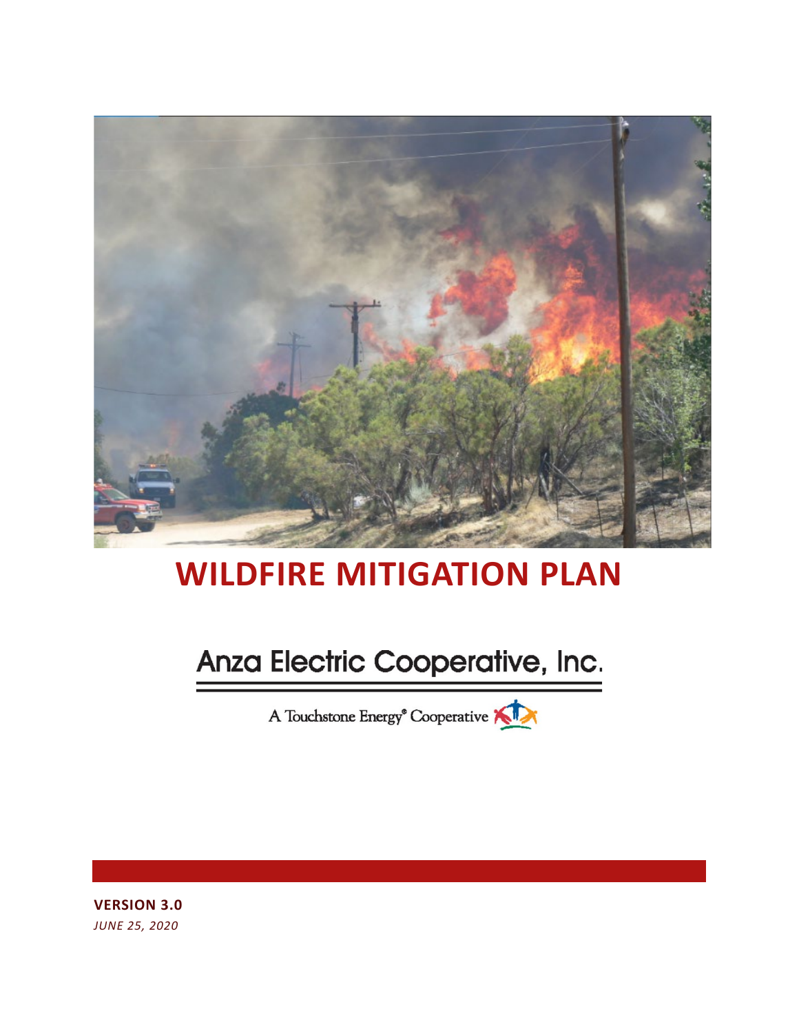# WILDFIRE MITIGATION PLAN

Anza Electric Cooperative, Inc.

A Touchstone Energy® Cooperative

**VERSION 3.0**

*JUNE 25, 2020*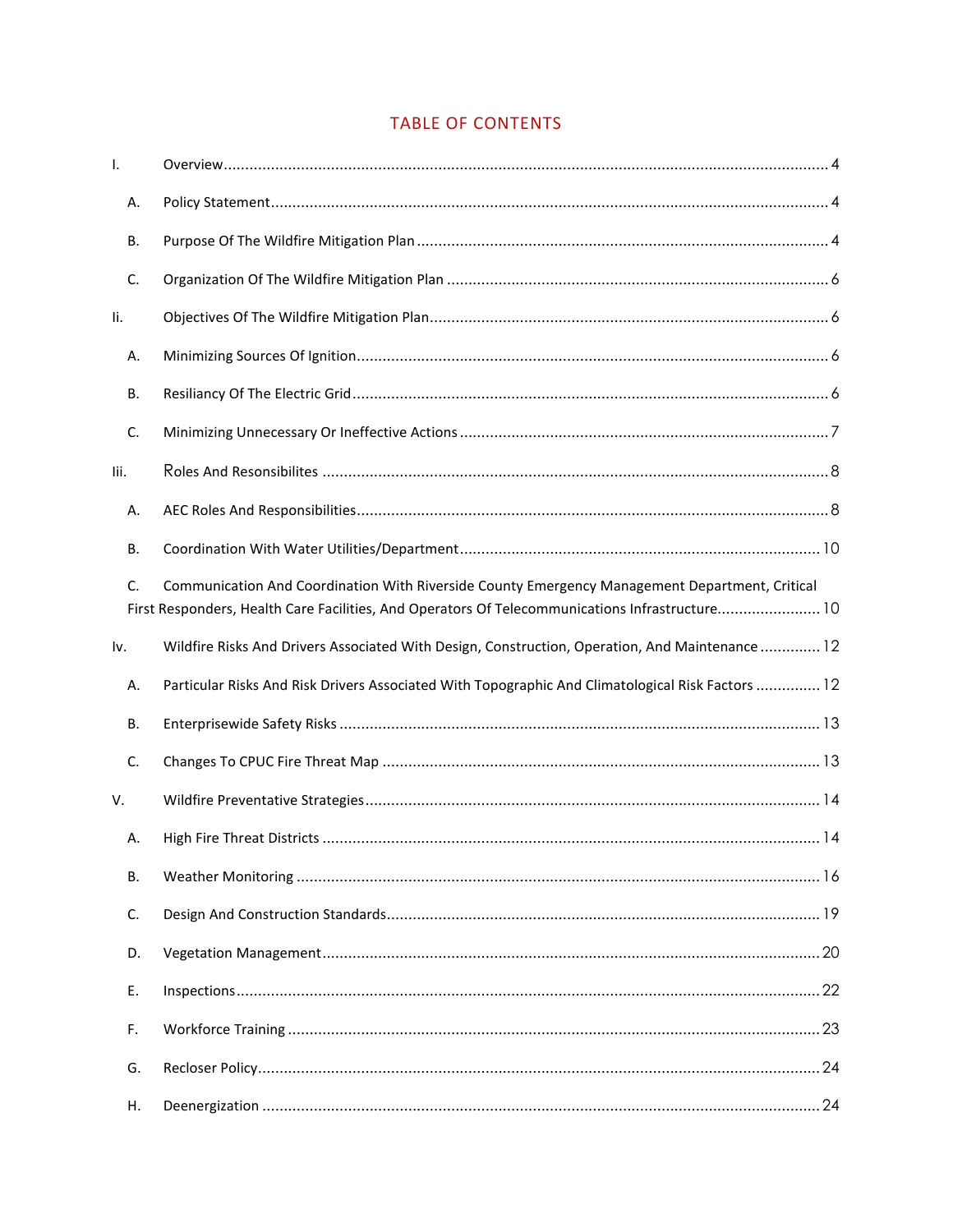# TABLE OF CONTENTS

I. Overview .......... 4

- A. Policy Statement .......... 4
- B. Purpose Of The Wildfire Mitigation Plan .......... 4
- C. Organization Of The Wildfire Mitigation Plan .......... 6

Ii. Objectives Of The Wildfire Mitigation Plan .......... 6

- A. Minimizing Sources Of Ignition .......... 6
- B. Resiliancy Of The Electric Grid .......... 6
- C. Minimizing Unnecessary Or Ineffective Actions .......... 7

Iii. Roles And Resonsibilites .......... 8

- A. AEC Roles And Responsibilities .......... 8
- B. Coordination With Water Utilities/Department .......... 10
- C. Communication And Coordination With Riverside County Emergency Management Department, Critical First Responders, Health Care Facilities, And Operators Of Telecommunications Infrastructure .......... 10

Iv. Wildfire Risks And Drivers Associated With Design, Construction, Operation, And Maintenance .......... 12

- A. Particular Risks And Risk Drivers Associated With Topographic And Climatological Risk Factors .......... 12
- B. Enterprisewide Safety Risks .......... 13
- C. Changes To CPUC Fire Threat Map .......... 13

V. Wildfire Preventative Strategies .......... 14

- A. High Fire Threat Districts .......... 14
- B. Weather Monitoring .......... 16
- C. Design And Construction Standards .......... 19
- D. Vegetation Management .......... 20
- E. Inspections .......... 22
- F. Workforce Training .......... 23
- G. Recloser Policy .......... 24
- H. Deenergization .......... 24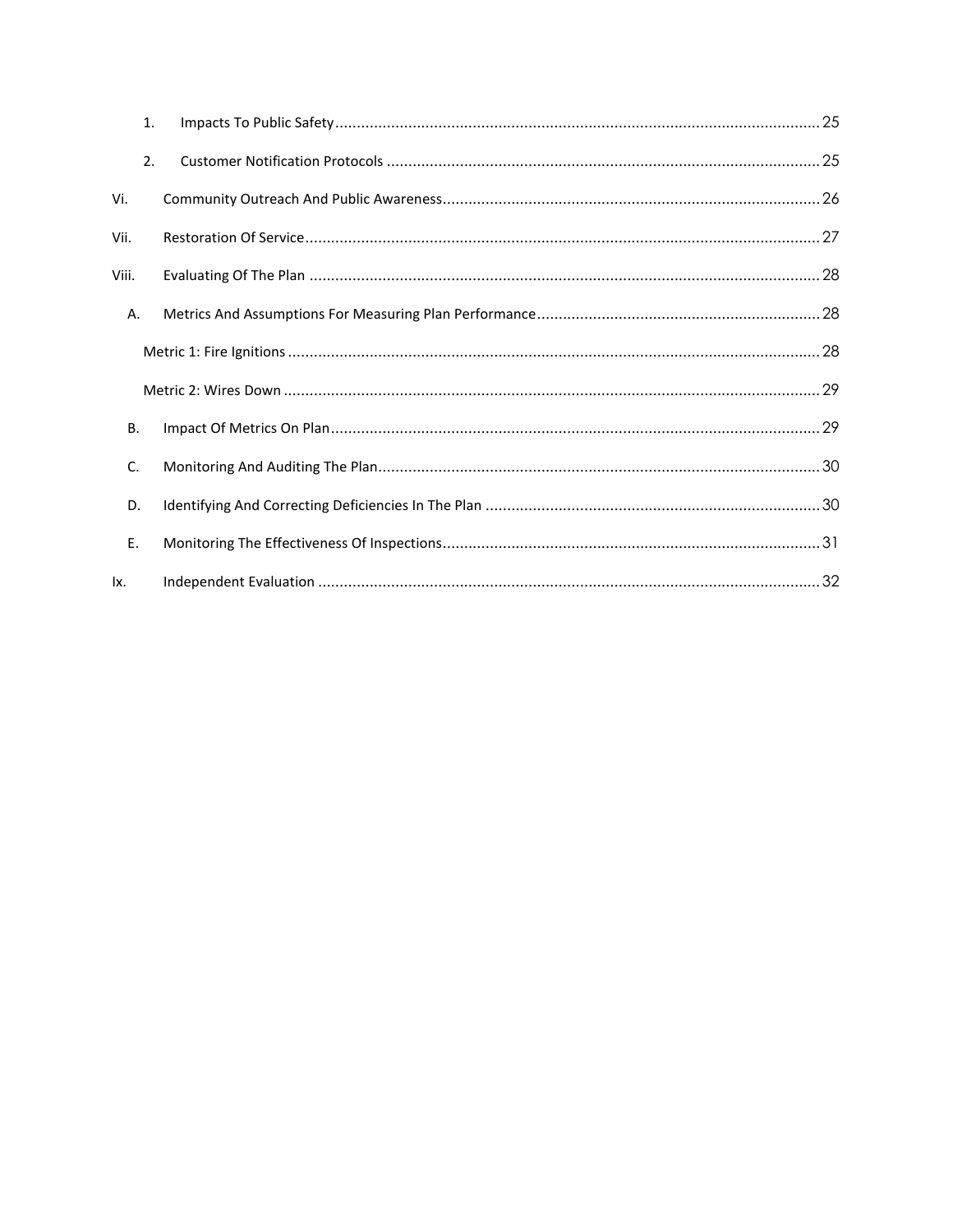1. Impacts To Public Safety ........................................................................................................ 25

2. Customer Notification Protocols ............................................................................................ 25

Vi. Community Outreach And Public Awareness ............................................................................... 26

Vii. Restoration Of Service ................................................................................................................ 27

Viii. Evaluating Of The Plan .............................................................................................................. 28

A. Metrics And Assumptions For Measuring Plan Performance ......................................................... 28

Metric 1: Fire Ignitions ................................................................................................................... 28

Metric 2: Wires Down .................................................................................................................... 29

B. Impact Of Metrics On Plan ......................................................................................................... 29

C. Monitoring And Auditing The Plan .............................................................................................. 30

D. Identifying And Correcting Deficiencies In The Plan ..................................................................... 30

E. Monitoring The Effectiveness Of Inspections ............................................................................... 31

Ix. Independent Evaluation ............................................................................................................. 32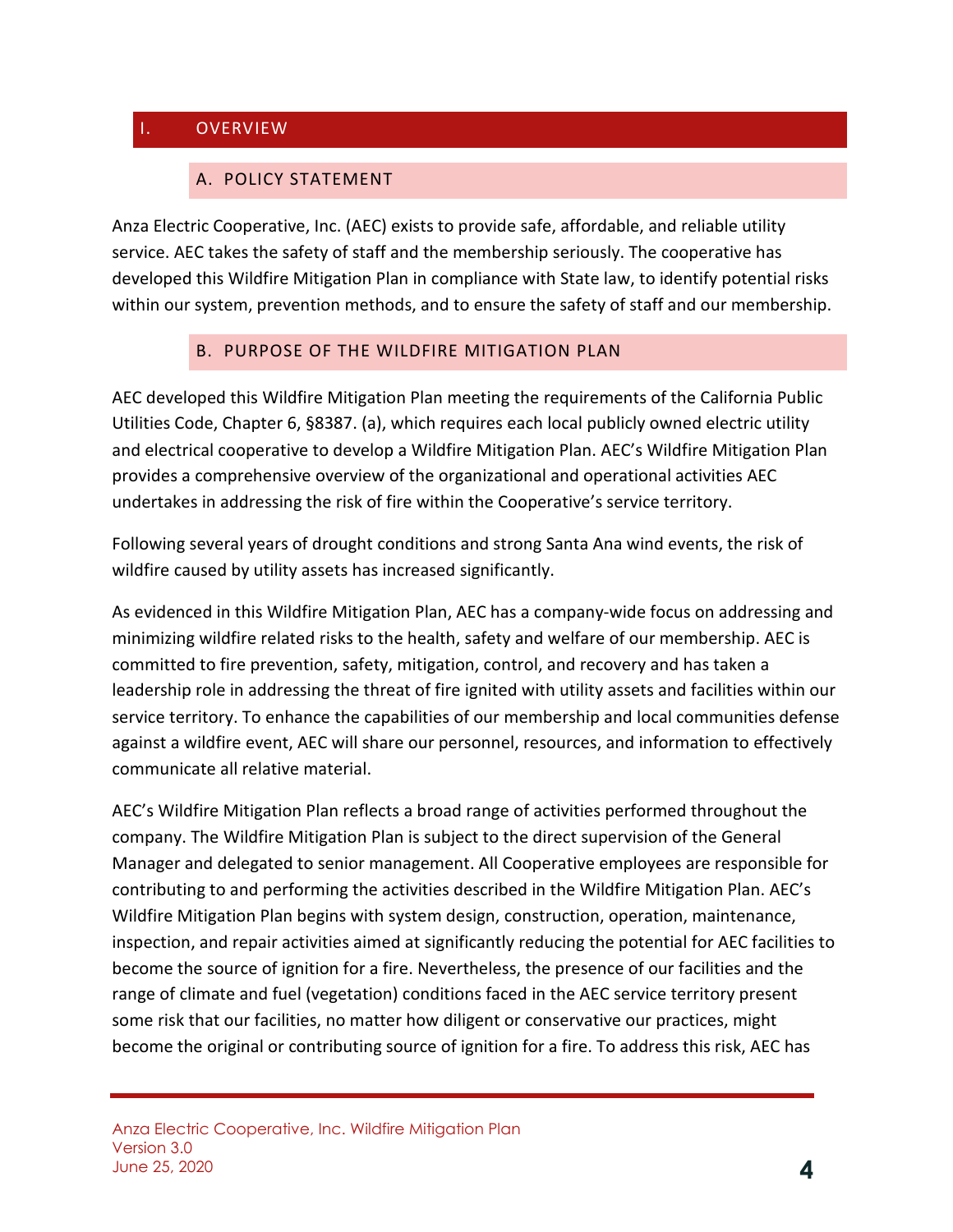# I. OVERVIEW

## A. POLICY STATEMENT

Anza Electric Cooperative, Inc. (AEC) exists to provide safe, affordable, and reliable utility service. AEC takes the safety of staff and the membership seriously. The cooperative has developed this Wildfire Mitigation Plan in compliance with State law, to identify potential risks within our system, prevention methods, and to ensure the safety of staff and our membership.

## B. PURPOSE OF THE WILDFIRE MITIGATION PLAN

AEC developed this Wildfire Mitigation Plan meeting the requirements of the California Public Utilities Code, Chapter 6, §8387. (a), which requires each local publicly owned electric utility and electrical cooperative to develop a Wildfire Mitigation Plan. AEC's Wildfire Mitigation Plan provides a comprehensive overview of the organizational and operational activities AEC undertakes in addressing the risk of fire within the Cooperative's service territory.

Following several years of drought conditions and strong Santa Ana wind events, the risk of wildfire caused by utility assets has increased significantly.

As evidenced in this Wildfire Mitigation Plan, AEC has a company-wide focus on addressing and minimizing wildfire related risks to the health, safety and welfare of our membership. AEC is committed to fire prevention, safety, mitigation, control, and recovery and has taken a leadership role in addressing the threat of fire ignited with utility assets and facilities within our service territory. To enhance the capabilities of our membership and local communities defense against a wildfire event, AEC will share our personnel, resources, and information to effectively communicate all relative material.

AEC's Wildfire Mitigation Plan reflects a broad range of activities performed throughout the company. The Wildfire Mitigation Plan is subject to the direct supervision of the General Manager and delegated to senior management. All Cooperative employees are responsible for contributing to and performing the activities described in the Wildfire Mitigation Plan. AEC's Wildfire Mitigation Plan begins with system design, construction, operation, maintenance, inspection, and repair activities aimed at significantly reducing the potential for AEC facilities to become the source of ignition for a fire. Nevertheless, the presence of our facilities and the range of climate and fuel (vegetation) conditions faced in the AEC service territory present some risk that our facilities, no matter how diligent or conservative our practices, might become the original or contributing source of ignition for a fire. To address this risk, AEC has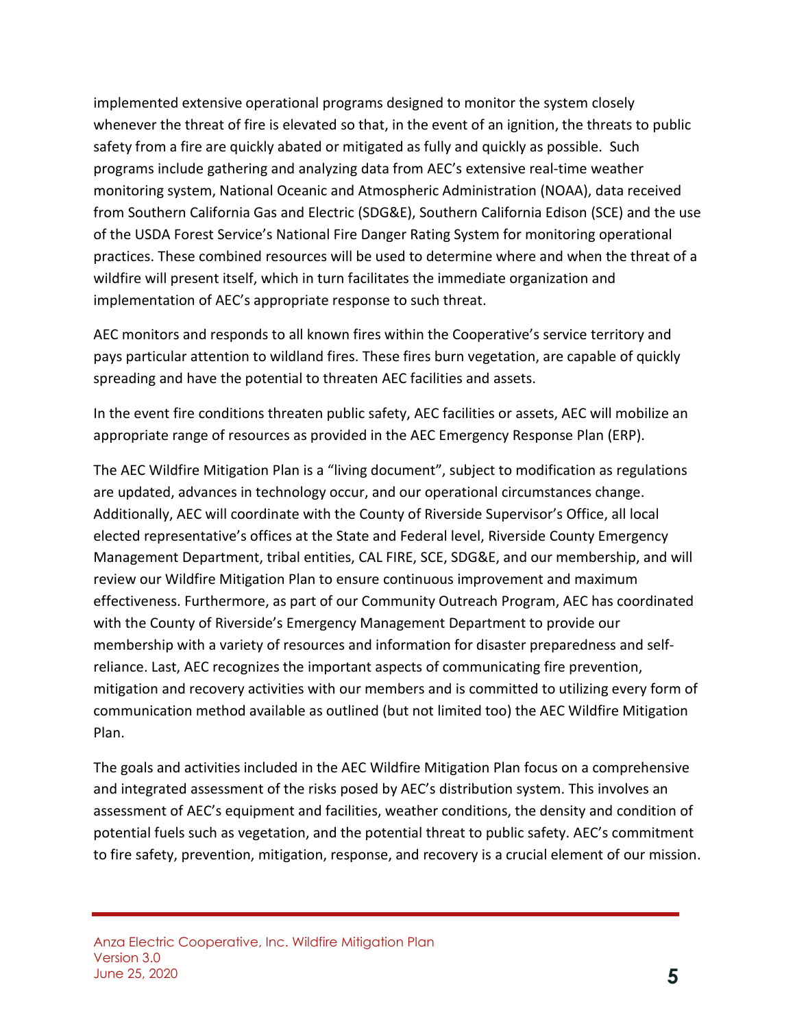implemented extensive operational programs designed to monitor the system closely whenever the threat of fire is elevated so that, in the event of an ignition, the threats to public safety from a fire are quickly abated or mitigated as fully and quickly as possible. Such programs include gathering and analyzing data from AEC's extensive real-time weather monitoring system, National Oceanic and Atmospheric Administration (NOAA), data received from Southern California Gas and Electric (SDG&E), Southern California Edison (SCE) and the use of the USDA Forest Service's National Fire Danger Rating System for monitoring operational practices. These combined resources will be used to determine where and when the threat of a wildfire will present itself, which in turn facilitates the immediate organization and implementation of AEC's appropriate response to such threat.

AEC monitors and responds to all known fires within the Cooperative's service territory and pays particular attention to wildland fires. These fires burn vegetation, are capable of quickly spreading and have the potential to threaten AEC facilities and assets.

In the event fire conditions threaten public safety, AEC facilities or assets, AEC will mobilize an appropriate range of resources as provided in the AEC Emergency Response Plan (ERP).

The AEC Wildfire Mitigation Plan is a "living document", subject to modification as regulations are updated, advances in technology occur, and our operational circumstances change. Additionally, AEC will coordinate with the County of Riverside Supervisor's Office, all local elected representative's offices at the State and Federal level, Riverside County Emergency Management Department, tribal entities, CAL FIRE, SCE, SDG&E, and our membership, and will review our Wildfire Mitigation Plan to ensure continuous improvement and maximum effectiveness. Furthermore, as part of our Community Outreach Program, AEC has coordinated with the County of Riverside's Emergency Management Department to provide our membership with a variety of resources and information for disaster preparedness and self-reliance. Last, AEC recognizes the important aspects of communicating fire prevention, mitigation and recovery activities with our members and is committed to utilizing every form of communication method available as outlined (but not limited too) the AEC Wildfire Mitigation Plan.

The goals and activities included in the AEC Wildfire Mitigation Plan focus on a comprehensive and integrated assessment of the risks posed by AEC's distribution system. This involves an assessment of AEC's equipment and facilities, weather conditions, the density and condition of potential fuels such as vegetation, and the potential threat to public safety. AEC's commitment to fire safety, prevention, mitigation, response, and recovery is a crucial element of our mission.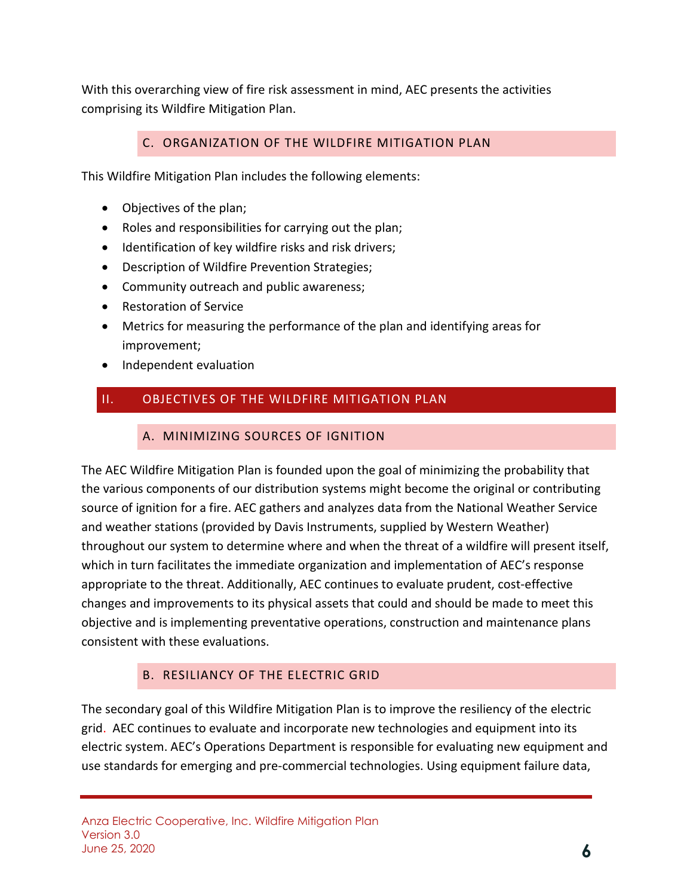With this overarching view of fire risk assessment in mind, AEC presents the activities comprising its Wildfire Mitigation Plan.

### C. ORGANIZATION OF THE WILDFIRE MITIGATION PLAN

This Wildfire Mitigation Plan includes the following elements:

- Objectives of the plan;
- Roles and responsibilities for carrying out the plan;
- Identification of key wildfire risks and risk drivers;
- Description of Wildfire Prevention Strategies;
- Community outreach and public awareness;
- Restoration of Service
- Metrics for measuring the performance of the plan and identifying areas for improvement;
- Independent evaluation

## II. OBJECTIVES OF THE WILDFIRE MITIGATION PLAN

### A. MINIMIZING SOURCES OF IGNITION

The AEC Wildfire Mitigation Plan is founded upon the goal of minimizing the probability that the various components of our distribution systems might become the original or contributing source of ignition for a fire. AEC gathers and analyzes data from the National Weather Service and weather stations (provided by Davis Instruments, supplied by Western Weather) throughout our system to determine where and when the threat of a wildfire will present itself, which in turn facilitates the immediate organization and implementation of AEC's response appropriate to the threat. Additionally, AEC continues to evaluate prudent, cost-effective changes and improvements to its physical assets that could and should be made to meet this objective and is implementing preventative operations, construction and maintenance plans consistent with these evaluations.

### B. RESILIANCY OF THE ELECTRIC GRID

The secondary goal of this Wildfire Mitigation Plan is to improve the resiliency of the electric grid. AEC continues to evaluate and incorporate new technologies and equipment into its electric system. AEC's Operations Department is responsible for evaluating new equipment and use standards for emerging and pre-commercial technologies. Using equipment failure data,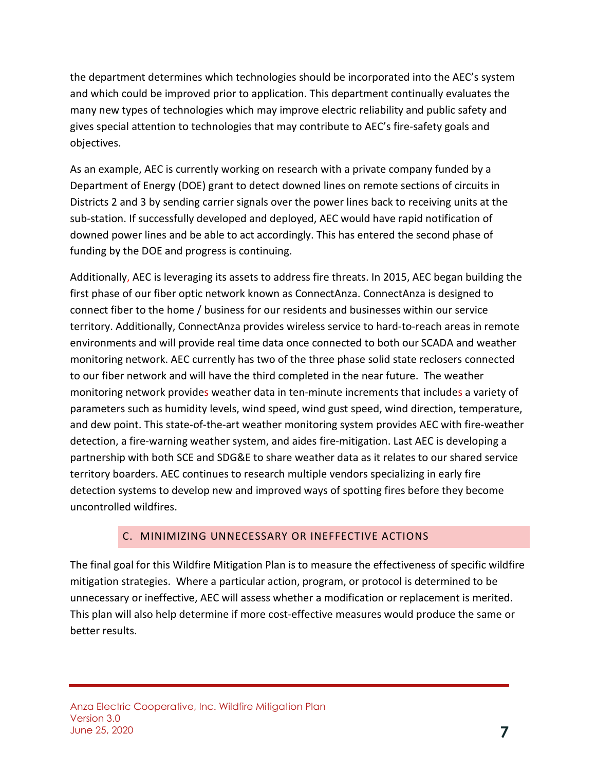the department determines which technologies should be incorporated into the AEC's system and which could be improved prior to application. This department continually evaluates the many new types of technologies which may improve electric reliability and public safety and gives special attention to technologies that may contribute to AEC's fire-safety goals and objectives.

As an example, AEC is currently working on research with a private company funded by a Department of Energy (DOE) grant to detect downed lines on remote sections of circuits in Districts 2 and 3 by sending carrier signals over the power lines back to receiving units at the sub-station. If successfully developed and deployed, AEC would have rapid notification of downed power lines and be able to act accordingly. This has entered the second phase of funding by the DOE and progress is continuing.

Additionally, AEC is leveraging its assets to address fire threats. In 2015, AEC began building the first phase of our fiber optic network known as ConnectAnza. ConnectAnza is designed to connect fiber to the home / business for our residents and businesses within our service territory. Additionally, ConnectAnza provides wireless service to hard-to-reach areas in remote environments and will provide real time data once connected to both our SCADA and weather monitoring network. AEC currently has two of the three phase solid state reclosers connected to our fiber network and will have the third completed in the near future. The weather monitoring network provides weather data in ten-minute increments that includes a variety of parameters such as humidity levels, wind speed, wind gust speed, wind direction, temperature, and dew point. This state-of-the-art weather monitoring system provides AEC with fire-weather detection, a fire-warning weather system, and aides fire-mitigation. Last AEC is developing a partnership with both SCE and SDG&E to share weather data as it relates to our shared service territory boarders. AEC continues to research multiple vendors specializing in early fire detection systems to develop new and improved ways of spotting fires before they become uncontrolled wildfires.

### C. MINIMIZING UNNECESSARY OR INEFFECTIVE ACTIONS

The final goal for this Wildfire Mitigation Plan is to measure the effectiveness of specific wildfire mitigation strategies. Where a particular action, program, or protocol is determined to be unnecessary or ineffective, AEC will assess whether a modification or replacement is merited. This plan will also help determine if more cost-effective measures would produce the same or better results.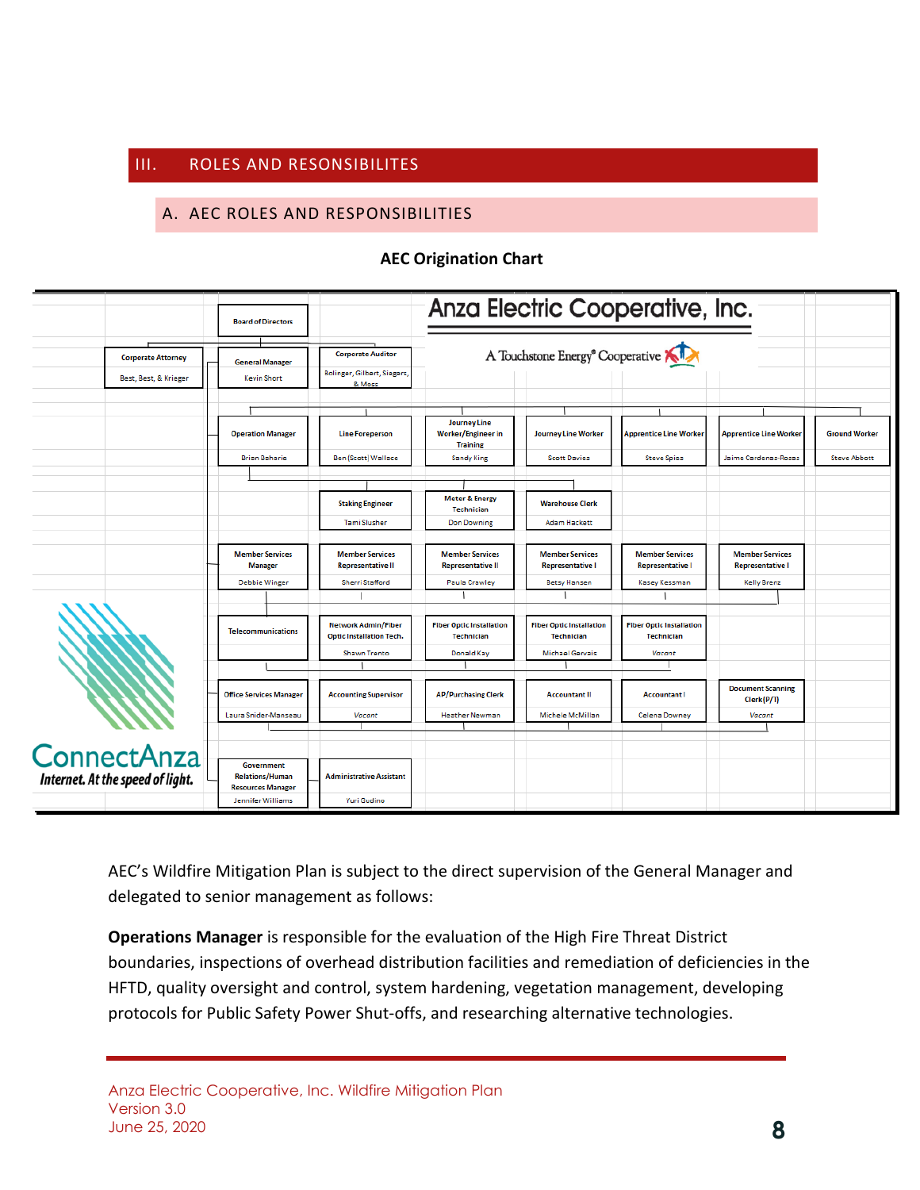## III. ROLES AND RESONSIBILITES

### A. AEC ROLES AND RESPONSIBILITIES

**AEC Origination Chart**

Anza Electric Cooperative, Inc.

A Touchstone Energy® Cooperative

| Position | Name |
|---|---|
| Board of Directors | |
| Corporate Attorney | Best, Best, & Krieger |
| General Manager | Kevin Short |
| Corporate Auditor | Bolinger, Gilbert, Siegers, & Moss |
| Operation Manager | Brien Beharie |
| Line Foreperson | Ben (Scott) Wallace |
| Journey Line Worker/Engineer in Training | Sandy King |
| Journey Line Worker | Scott Davies |
| Apprentice Line Worker | Steve Spies |
| Apprentice Line Worker | Jaime Cardenas-Rosas |
| Ground Worker | Steve Abbott |
| Staking Engineer | Tami Slusher |
| Meter & Energy Technician | Don Downing |
| Warehouse Clerk | Adam Hackett |
| Member Services Manager | Debbie Winger |
| Member Services Representative II | Sherri Stafford |
| Member Services Representative II | Paula Crawley |
| Member Services Representative I | Betsy Hansen |
| Member Services Representative I | Kasey Kessman |
| Member Services Representative I | Kelly Brenz |
| Telecommunications | |
| Network Admin/Fiber Optic Installation Tech. | Shawn Trento |
| Fiber Optic Installation Technician | Donald Kay |
| Fiber Optic Installation Technician | Michael Gervais |
| Fiber Optic Installation Technician | Vacant |
| Office Services Manager | Laura Snider-Manseau |
| Accounting Supervisor | Vacant |
| AP/Purchasing Clerk | Heather Newman |
| Accountant II | Michele McMillan |
| Accountant I | Celena Downey |
| Document Scanning Clerk (P/T) | Vacant |
| Government Relations/Human Resources Manager | Jennifer Williams |
| Administrative Assistant | Yuri Gudino |

ConnectAnza
*Internet. At the speed of light.*

AEC's Wildfire Mitigation Plan is subject to the direct supervision of the General Manager and delegated to senior management as follows:

**Operations Manager** is responsible for the evaluation of the High Fire Threat District boundaries, inspections of overhead distribution facilities and remediation of deficiencies in the HFTD, quality oversight and control, system hardening, vegetation management, developing protocols for Public Safety Power Shut-offs, and researching alternative technologies.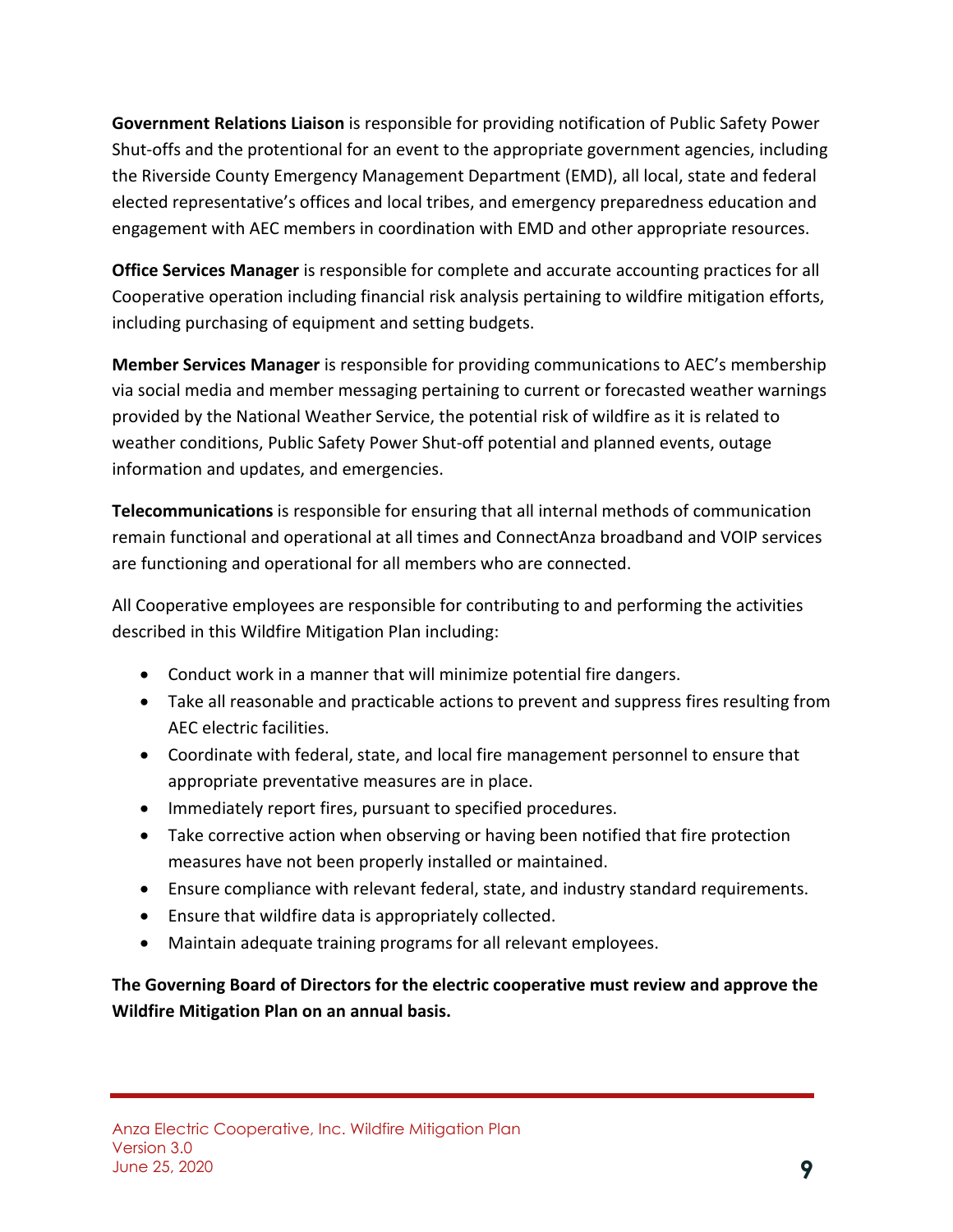**Government Relations Liaison** is responsible for providing notification of Public Safety Power Shut-offs and the protentional for an event to the appropriate government agencies, including the Riverside County Emergency Management Department (EMD), all local, state and federal elected representative's offices and local tribes, and emergency preparedness education and engagement with AEC members in coordination with EMD and other appropriate resources.

**Office Services Manager** is responsible for complete and accurate accounting practices for all Cooperative operation including financial risk analysis pertaining to wildfire mitigation efforts, including purchasing of equipment and setting budgets.

**Member Services Manager** is responsible for providing communications to AEC's membership via social media and member messaging pertaining to current or forecasted weather warnings provided by the National Weather Service, the potential risk of wildfire as it is related to weather conditions, Public Safety Power Shut-off potential and planned events, outage information and updates, and emergencies.

**Telecommunications** is responsible for ensuring that all internal methods of communication remain functional and operational at all times and ConnectAnza broadband and VOIP services are functioning and operational for all members who are connected.

All Cooperative employees are responsible for contributing to and performing the activities described in this Wildfire Mitigation Plan including:

- Conduct work in a manner that will minimize potential fire dangers.
- Take all reasonable and practicable actions to prevent and suppress fires resulting from AEC electric facilities.
- Coordinate with federal, state, and local fire management personnel to ensure that appropriate preventative measures are in place.
- Immediately report fires, pursuant to specified procedures.
- Take corrective action when observing or having been notified that fire protection measures have not been properly installed or maintained.
- Ensure compliance with relevant federal, state, and industry standard requirements.
- Ensure that wildfire data is appropriately collected.
- Maintain adequate training programs for all relevant employees.

**The Governing Board of Directors for the electric cooperative must review and approve the Wildfire Mitigation Plan on an annual basis.**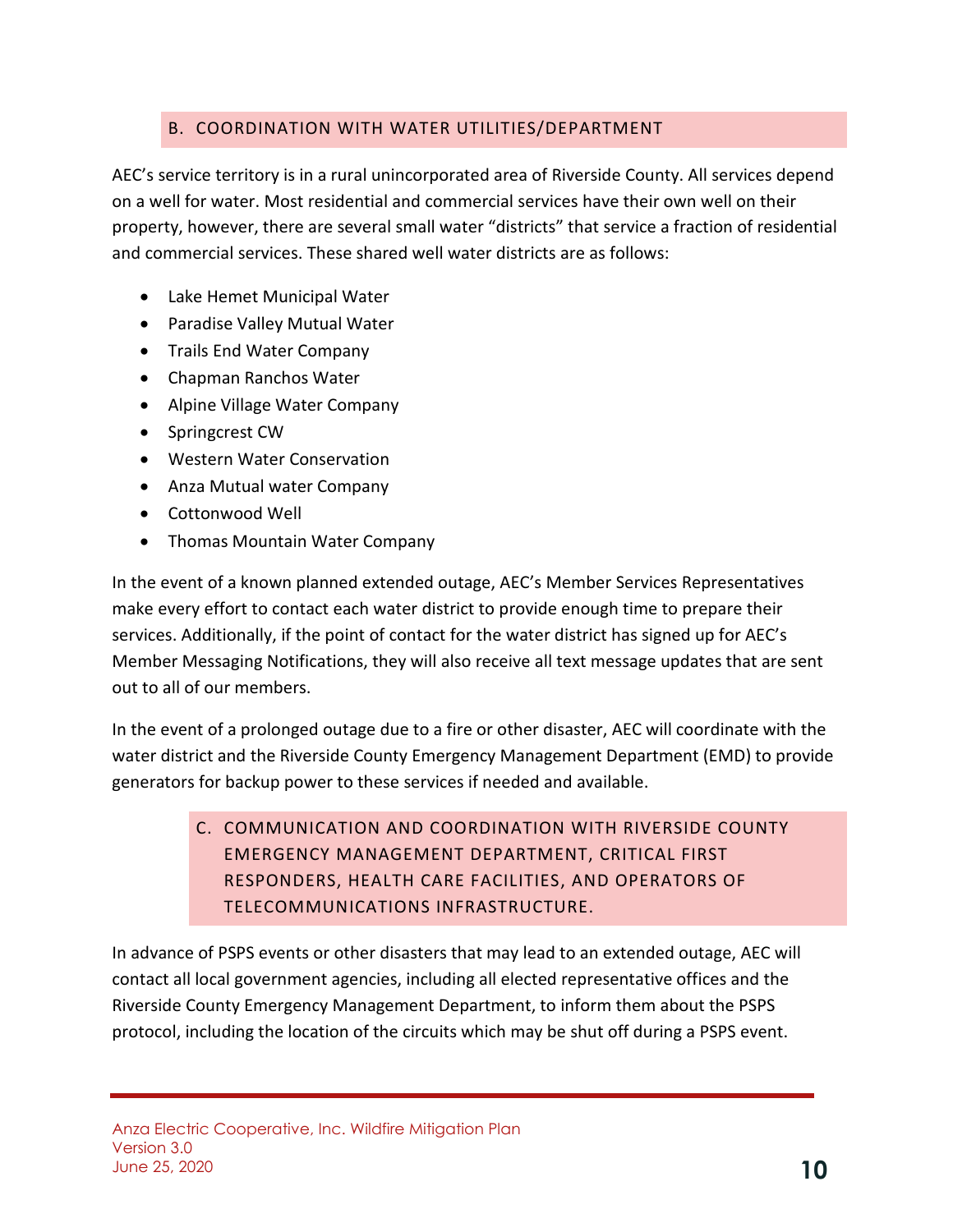## B. COORDINATION WITH WATER UTILITIES/DEPARTMENT

AEC's service territory is in a rural unincorporated area of Riverside County. All services depend on a well for water. Most residential and commercial services have their own well on their property, however, there are several small water "districts" that service a fraction of residential and commercial services. These shared well water districts are as follows:

- Lake Hemet Municipal Water
- Paradise Valley Mutual Water
- Trails End Water Company
- Chapman Ranchos Water
- Alpine Village Water Company
- Springcrest CW
- Western Water Conservation
- Anza Mutual water Company
- Cottonwood Well
- Thomas Mountain Water Company

In the event of a known planned extended outage, AEC's Member Services Representatives make every effort to contact each water district to provide enough time to prepare their services. Additionally, if the point of contact for the water district has signed up for AEC's Member Messaging Notifications, they will also receive all text message updates that are sent out to all of our members.

In the event of a prolonged outage due to a fire or other disaster, AEC will coordinate with the water district and the Riverside County Emergency Management Department (EMD) to provide generators for backup power to these services if needed and available.

## C. COMMUNICATION AND COORDINATION WITH RIVERSIDE COUNTY EMERGENCY MANAGEMENT DEPARTMENT, CRITICAL FIRST RESPONDERS, HEALTH CARE FACILITIES, AND OPERATORS OF TELECOMMUNICATIONS INFRASTRUCTURE.

In advance of PSPS events or other disasters that may lead to an extended outage, AEC will contact all local government agencies, including all elected representative offices and the Riverside County Emergency Management Department, to inform them about the PSPS protocol, including the location of the circuits which may be shut off during a PSPS event.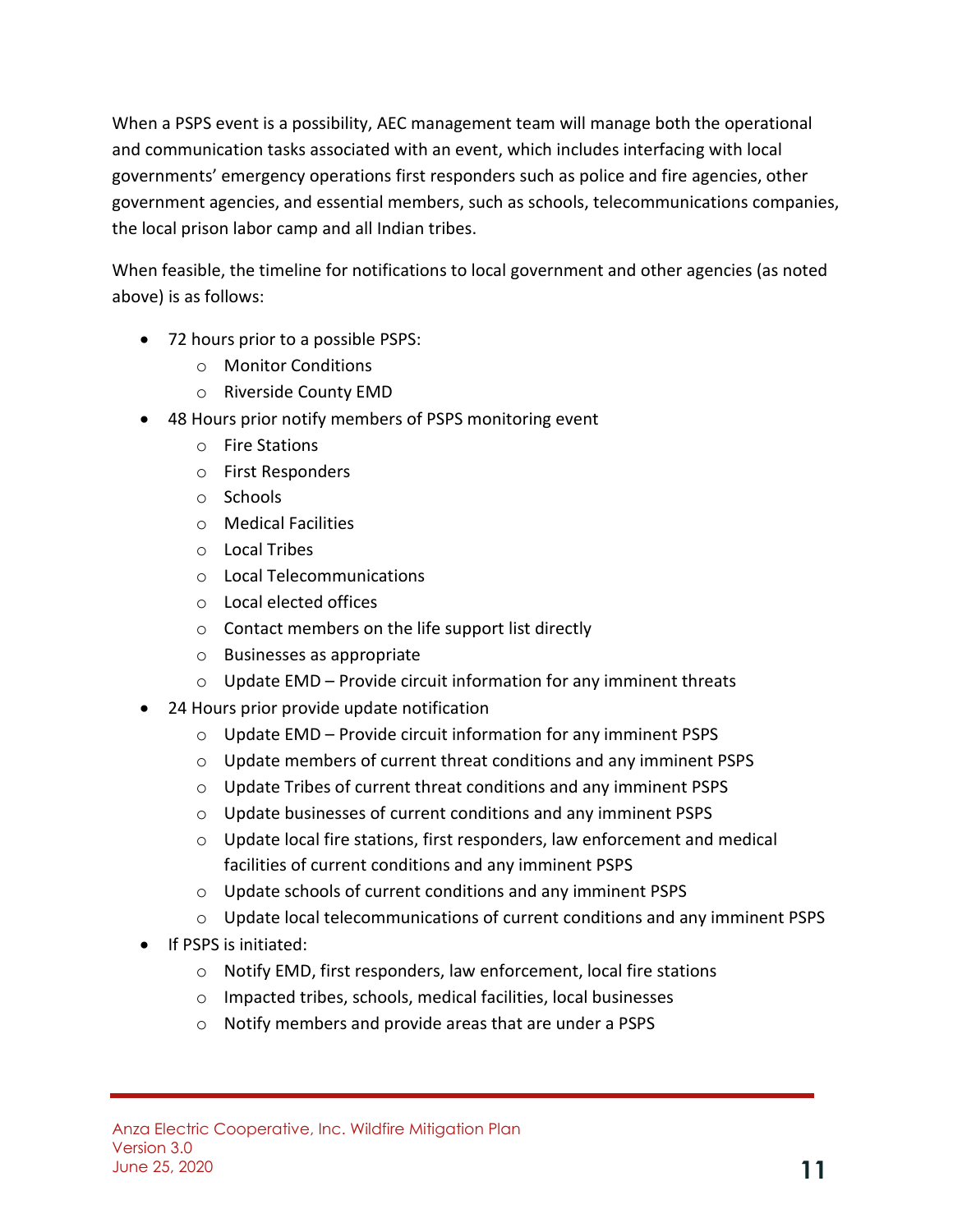When a PSPS event is a possibility, AEC management team will manage both the operational and communication tasks associated with an event, which includes interfacing with local governments' emergency operations first responders such as police and fire agencies, other government agencies, and essential members, such as schools, telecommunications companies, the local prison labor camp and all Indian tribes.

When feasible, the timeline for notifications to local government and other agencies (as noted above) is as follows:

- 72 hours prior to a possible PSPS:
    - Monitor Conditions
    - Riverside County EMD
- 48 Hours prior notify members of PSPS monitoring event
    - Fire Stations
    - First Responders
    - Schools
    - Medical Facilities
    - Local Tribes
    - Local Telecommunications
    - Local elected offices
    - Contact members on the life support list directly
    - Businesses as appropriate
    - Update EMD – Provide circuit information for any imminent threats
- 24 Hours prior provide update notification
    - Update EMD – Provide circuit information for any imminent PSPS
    - Update members of current threat conditions and any imminent PSPS
    - Update Tribes of current threat conditions and any imminent PSPS
    - Update businesses of current conditions and any imminent PSPS
    - Update local fire stations, first responders, law enforcement and medical facilities of current conditions and any imminent PSPS
    - Update schools of current conditions and any imminent PSPS
    - Update local telecommunications of current conditions and any imminent PSPS
- If PSPS is initiated:
    - Notify EMD, first responders, law enforcement, local fire stations
    - Impacted tribes, schools, medical facilities, local businesses
    - Notify members and provide areas that are under a PSPS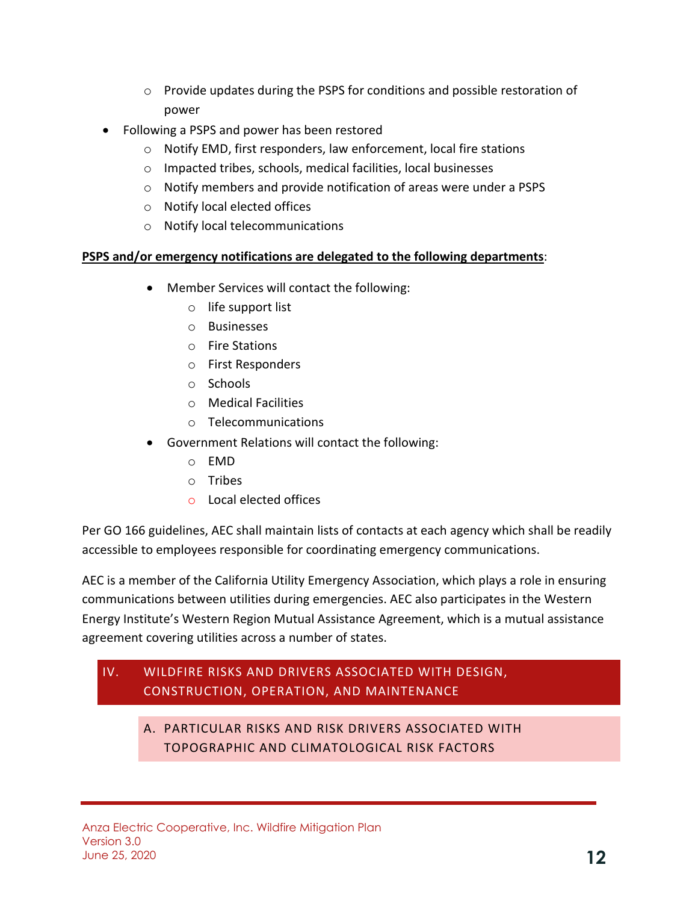- Provide updates during the PSPS for conditions and possible restoration of power
- Following a PSPS and power has been restored
   - Notify EMD, first responders, law enforcement, local fire stations
   - Impacted tribes, schools, medical facilities, local businesses
   - Notify members and provide notification of areas were under a PSPS
   - Notify local elected offices
   - Notify local telecommunications

**<u>PSPS and/or emergency notifications are delegated to the following departments</u>**:

- Member Services will contact the following:
   - life support list
   - Businesses
   - Fire Stations
   - First Responders
   - Schools
   - Medical Facilities
   - Telecommunications
- Government Relations will contact the following:
   - EMD
   - Tribes
   - Local elected offices

Per GO 166 guidelines, AEC shall maintain lists of contacts at each agency which shall be readily accessible to employees responsible for coordinating emergency communications.

AEC is a member of the California Utility Emergency Association, which plays a role in ensuring communications between utilities during emergencies. AEC also participates in the Western Energy Institute's Western Region Mutual Assistance Agreement, which is a mutual assistance agreement covering utilities across a number of states.

# IV. WILDFIRE RISKS AND DRIVERS ASSOCIATED WITH DESIGN, CONSTRUCTION, OPERATION, AND MAINTENANCE

## A. PARTICULAR RISKS AND RISK DRIVERS ASSOCIATED WITH TOPOGRAPHIC AND CLIMATOLOGICAL RISK FACTORS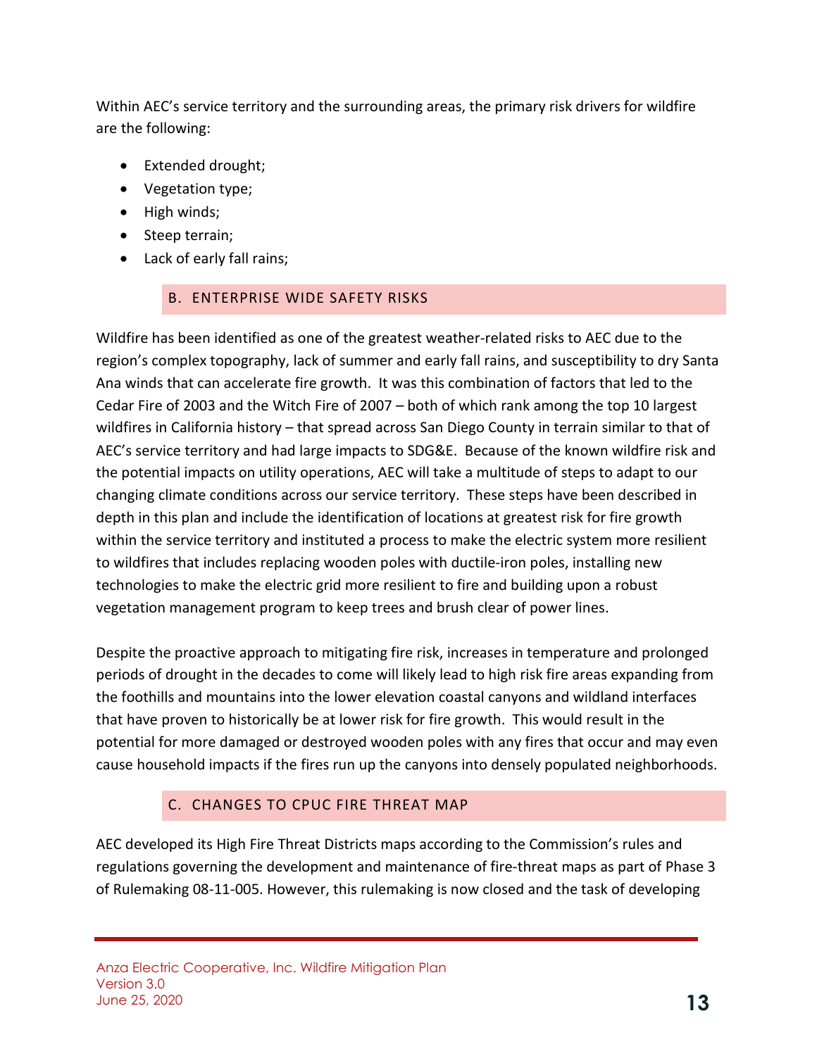Within AEC's service territory and the surrounding areas, the primary risk drivers for wildfire are the following:

- Extended drought;
- Vegetation type;
- High winds;
- Steep terrain;
- Lack of early fall rains;

## B. ENTERPRISE WIDE SAFETY RISKS

Wildfire has been identified as one of the greatest weather-related risks to AEC due to the region's complex topography, lack of summer and early fall rains, and susceptibility to dry Santa Ana winds that can accelerate fire growth. It was this combination of factors that led to the Cedar Fire of 2003 and the Witch Fire of 2007 – both of which rank among the top 10 largest wildfires in California history – that spread across San Diego County in terrain similar to that of AEC's service territory and had large impacts to SDG&E. Because of the known wildfire risk and the potential impacts on utility operations, AEC will take a multitude of steps to adapt to our changing climate conditions across our service territory. These steps have been described in depth in this plan and include the identification of locations at greatest risk for fire growth within the service territory and instituted a process to make the electric system more resilient to wildfires that includes replacing wooden poles with ductile-iron poles, installing new technologies to make the electric grid more resilient to fire and building upon a robust vegetation management program to keep trees and brush clear of power lines.

Despite the proactive approach to mitigating fire risk, increases in temperature and prolonged periods of drought in the decades to come will likely lead to high risk fire areas expanding from the foothills and mountains into the lower elevation coastal canyons and wildland interfaces that have proven to historically be at lower risk for fire growth. This would result in the potential for more damaged or destroyed wooden poles with any fires that occur and may even cause household impacts if the fires run up the canyons into densely populated neighborhoods.

## C. CHANGES TO CPUC FIRE THREAT MAP

AEC developed its High Fire Threat Districts maps according to the Commission's rules and regulations governing the development and maintenance of fire-threat maps as part of Phase 3 of Rulemaking 08-11-005. However, this rulemaking is now closed and the task of developing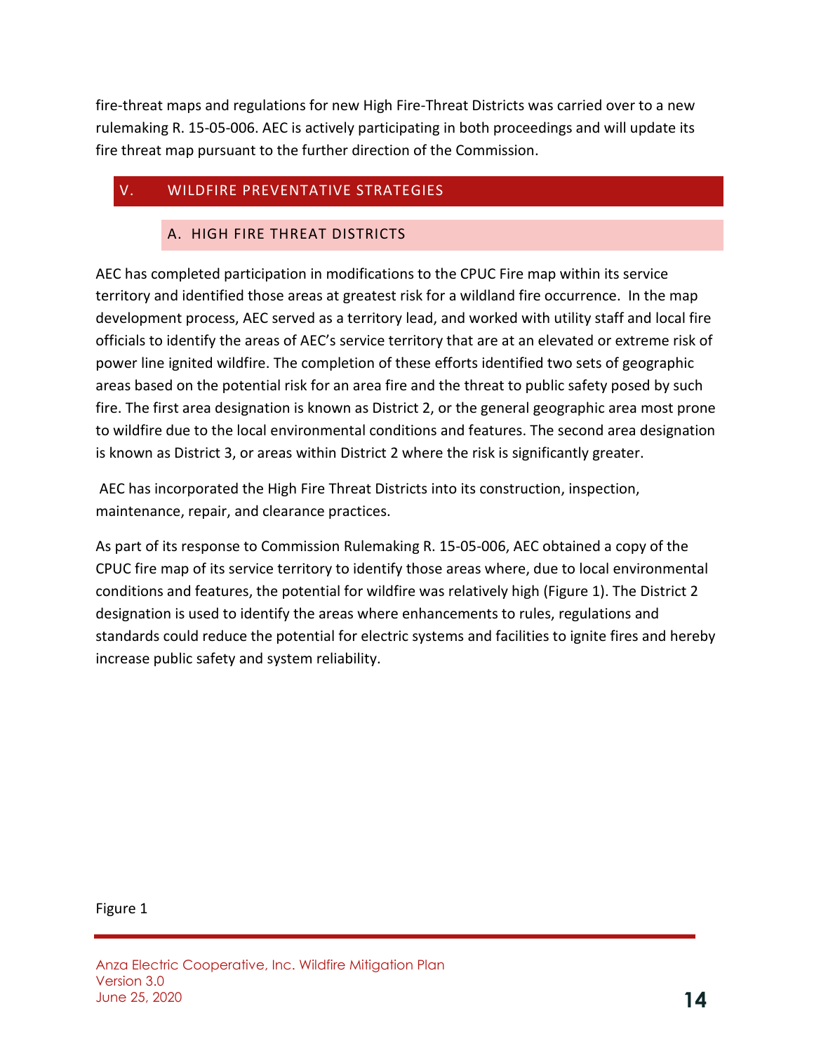fire-threat maps and regulations for new High Fire-Threat Districts was carried over to a new rulemaking R. 15-05-006. AEC is actively participating in both proceedings and will update its fire threat map pursuant to the further direction of the Commission.

## V. WILDFIRE PREVENTATIVE STRATEGIES

### A. HIGH FIRE THREAT DISTRICTS

AEC has completed participation in modifications to the CPUC Fire map within its service territory and identified those areas at greatest risk for a wildland fire occurrence. In the map development process, AEC served as a territory lead, and worked with utility staff and local fire officials to identify the areas of AEC's service territory that are at an elevated or extreme risk of power line ignited wildfire. The completion of these efforts identified two sets of geographic areas based on the potential risk for an area fire and the threat to public safety posed by such fire. The first area designation is known as District 2, or the general geographic area most prone to wildfire due to the local environmental conditions and features. The second area designation is known as District 3, or areas within District 2 where the risk is significantly greater.

AEC has incorporated the High Fire Threat Districts into its construction, inspection, maintenance, repair, and clearance practices.

As part of its response to Commission Rulemaking R. 15-05-006, AEC obtained a copy of the CPUC fire map of its service territory to identify those areas where, due to local environmental conditions and features, the potential for wildfire was relatively high (Figure 1). The District 2 designation is used to identify the areas where enhancements to rules, regulations and standards could reduce the potential for electric systems and facilities to ignite fires and hereby increase public safety and system reliability.

Figure 1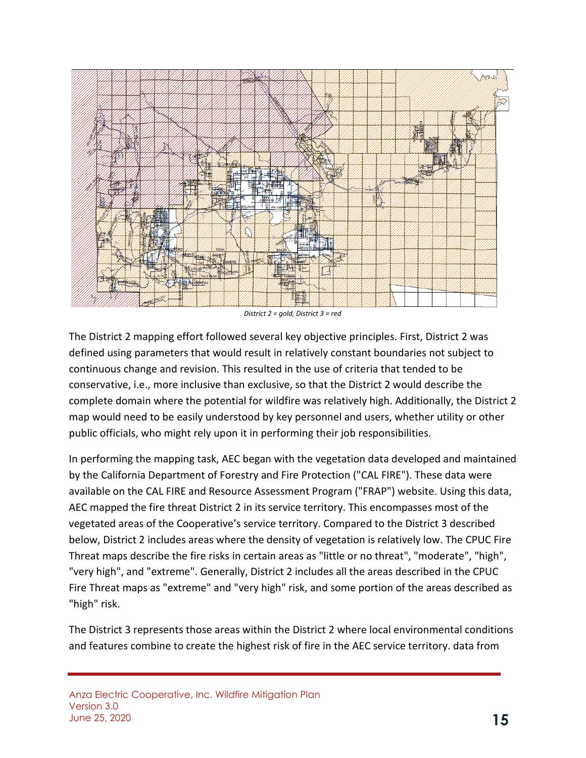*District 2 = gold, District 3 = red*

The District 2 mapping effort followed several key objective principles. First, District 2 was defined using parameters that would result in relatively constant boundaries not subject to continuous change and revision. This resulted in the use of criteria that tended to be conservative, i.e., more inclusive than exclusive, so that the District 2 would describe the complete domain where the potential for wildfire was relatively high. Additionally, the District 2 map would need to be easily understood by key personnel and users, whether utility or other public officials, who might rely upon it in performing their job responsibilities.

In performing the mapping task, AEC began with the vegetation data developed and maintained by the California Department of Forestry and Fire Protection ("CAL FIRE"). These data were available on the CAL FIRE and Resource Assessment Program ("FRAP") website. Using this data, AEC mapped the fire threat District 2 in its service territory. This encompasses most of the vegetated areas of the Cooperative's service territory. Compared to the District 3 described below, District 2 includes areas where the density of vegetation is relatively low. The CPUC Fire Threat maps describe the fire risks in certain areas as "little or no threat", "moderate", "high", "very high", and "extreme". Generally, District 2 includes all the areas described in the CPUC Fire Threat maps as "extreme" and "very high" risk, and some portion of the areas described as "high" risk.

The District 3 represents those areas within the District 2 where local environmental conditions and features combine to create the highest risk of fire in the AEC service territory. data from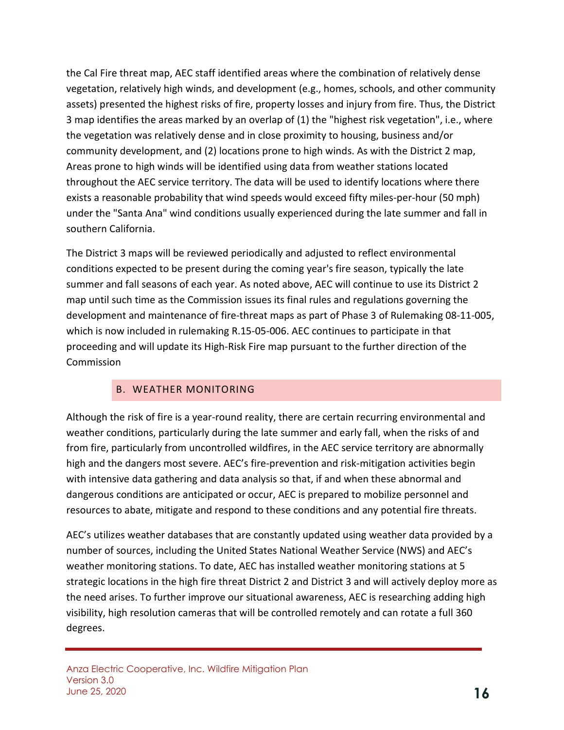the Cal Fire threat map, AEC staff identified areas where the combination of relatively dense vegetation, relatively high winds, and development (e.g., homes, schools, and other community assets) presented the highest risks of fire, property losses and injury from fire. Thus, the District 3 map identifies the areas marked by an overlap of (1) the "highest risk vegetation", i.e., where the vegetation was relatively dense and in close proximity to housing, business and/or community development, and (2) locations prone to high winds. As with the District 2 map, Areas prone to high winds will be identified using data from weather stations located throughout the AEC service territory. The data will be used to identify locations where there exists a reasonable probability that wind speeds would exceed fifty miles-per-hour (50 mph) under the "Santa Ana" wind conditions usually experienced during the late summer and fall in southern California.

The District 3 maps will be reviewed periodically and adjusted to reflect environmental conditions expected to be present during the coming year's fire season, typically the late summer and fall seasons of each year. As noted above, AEC will continue to use its District 2 map until such time as the Commission issues its final rules and regulations governing the development and maintenance of fire-threat maps as part of Phase 3 of Rulemaking 08-11-005, which is now included in rulemaking R.15-05-006. AEC continues to participate in that proceeding and will update its High-Risk Fire map pursuant to the further direction of the Commission

## B. WEATHER MONITORING

Although the risk of fire is a year-round reality, there are certain recurring environmental and weather conditions, particularly during the late summer and early fall, when the risks of and from fire, particularly from uncontrolled wildfires, in the AEC service territory are abnormally high and the dangers most severe. AEC's fire-prevention and risk-mitigation activities begin with intensive data gathering and data analysis so that, if and when these abnormal and dangerous conditions are anticipated or occur, AEC is prepared to mobilize personnel and resources to abate, mitigate and respond to these conditions and any potential fire threats.

AEC's utilizes weather databases that are constantly updated using weather data provided by a number of sources, including the United States National Weather Service (NWS) and AEC's weather monitoring stations. To date, AEC has installed weather monitoring stations at 5 strategic locations in the high fire threat District 2 and District 3 and will actively deploy more as the need arises. To further improve our situational awareness, AEC is researching adding high visibility, high resolution cameras that will be controlled remotely and can rotate a full 360 degrees.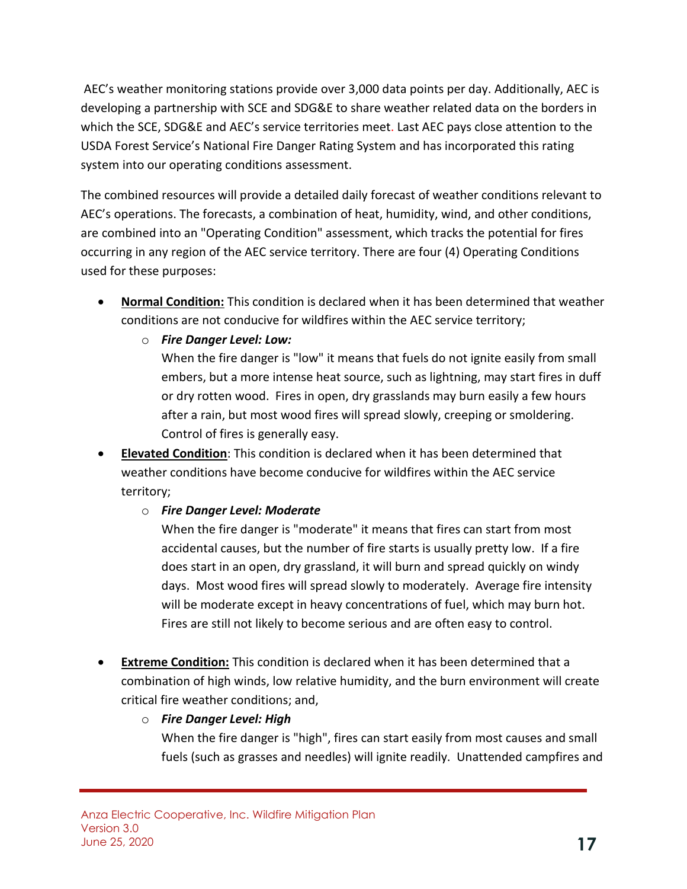AEC's weather monitoring stations provide over 3,000 data points per day. Additionally, AEC is developing a partnership with SCE and SDG&E to share weather related data on the borders in which the SCE, SDG&E and AEC's service territories meet. Last AEC pays close attention to the USDA Forest Service's National Fire Danger Rating System and has incorporated this rating system into our operating conditions assessment.

The combined resources will provide a detailed daily forecast of weather conditions relevant to AEC's operations. The forecasts, a combination of heat, humidity, wind, and other conditions, are combined into an "Operating Condition" assessment, which tracks the potential for fires occurring in any region of the AEC service territory. There are four (4) Operating Conditions used for these purposes:

- **<u>Normal Condition:</u>** This condition is declared when it has been determined that weather conditions are not conducive for wildfires within the AEC service territory;
  - ***Fire Danger Level: Low:***
    When the fire danger is "low" it means that fuels do not ignite easily from small embers, but a more intense heat source, such as lightning, may start fires in duff or dry rotten wood. Fires in open, dry grasslands may burn easily a few hours after a rain, but most wood fires will spread slowly, creeping or smoldering. Control of fires is generally easy.
- **<u>Elevated Condition</u>**: This condition is declared when it has been determined that weather conditions have become conducive for wildfires within the AEC service territory;
  - ***Fire Danger Level: Moderate***
    When the fire danger is "moderate" it means that fires can start from most accidental causes, but the number of fire starts is usually pretty low. If a fire does start in an open, dry grassland, it will burn and spread quickly on windy days. Most wood fires will spread slowly to moderately. Average fire intensity will be moderate except in heavy concentrations of fuel, which may burn hot. Fires are still not likely to become serious and are often easy to control.
- **<u>Extreme Condition:</u>** This condition is declared when it has been determined that a combination of high winds, low relative humidity, and the burn environment will create critical fire weather conditions; and,
  - ***Fire Danger Level: High***
    When the fire danger is "high", fires can start easily from most causes and small fuels (such as grasses and needles) will ignite readily. Unattended campfires and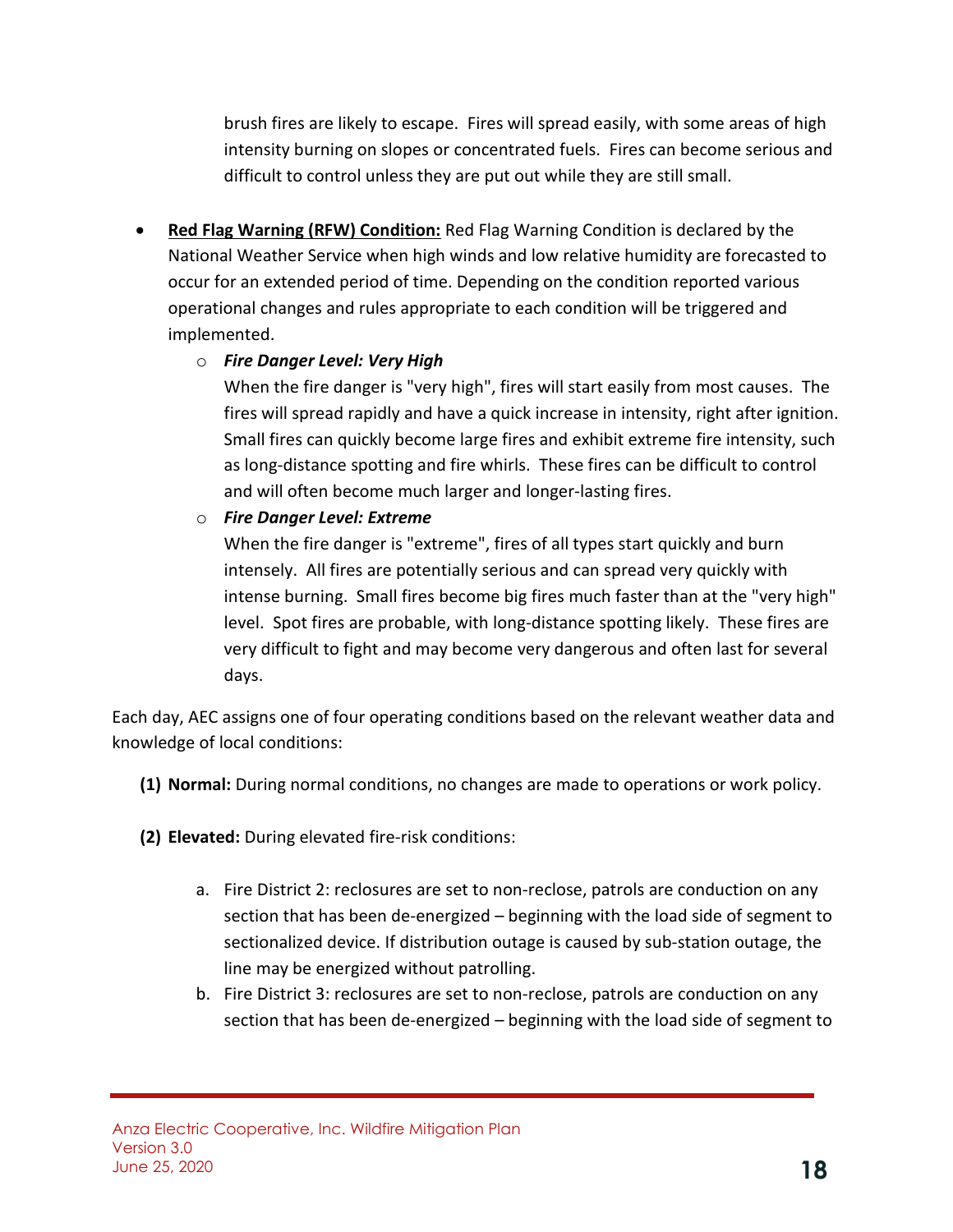brush fires are likely to escape. Fires will spread easily, with some areas of high intensity burning on slopes or concentrated fuels. Fires can become serious and difficult to control unless they are put out while they are still small.

- **Red Flag Warning (RFW) Condition:** Red Flag Warning Condition is declared by the National Weather Service when high winds and low relative humidity are forecasted to occur for an extended period of time. Depending on the condition reported various operational changes and rules appropriate to each condition will be triggered and implemented.
    - ***Fire Danger Level: Very High***
      When the fire danger is "very high", fires will start easily from most causes. The fires will spread rapidly and have a quick increase in intensity, right after ignition. Small fires can quickly become large fires and exhibit extreme fire intensity, such as long-distance spotting and fire whirls. These fires can be difficult to control and will often become much larger and longer-lasting fires.
    - ***Fire Danger Level: Extreme***
      When the fire danger is "extreme", fires of all types start quickly and burn intensely. All fires are potentially serious and can spread very quickly with intense burning. Small fires become big fires much faster than at the "very high" level. Spot fires are probable, with long-distance spotting likely. These fires are very difficult to fight and may become very dangerous and often last for several days.

Each day, AEC assigns one of four operating conditions based on the relevant weather data and knowledge of local conditions:

**(1) Normal:** During normal conditions, no changes are made to operations or work policy.

**(2) Elevated:** During elevated fire-risk conditions:

   a. Fire District 2: reclosures are set to non-reclose, patrols are conduction on any section that has been de-energized – beginning with the load side of segment to sectionalized device. If distribution outage is caused by sub-station outage, the line may be energized without patrolling.
   b. Fire District 3: reclosures are set to non-reclose, patrols are conduction on any section that has been de-energized – beginning with the load side of segment to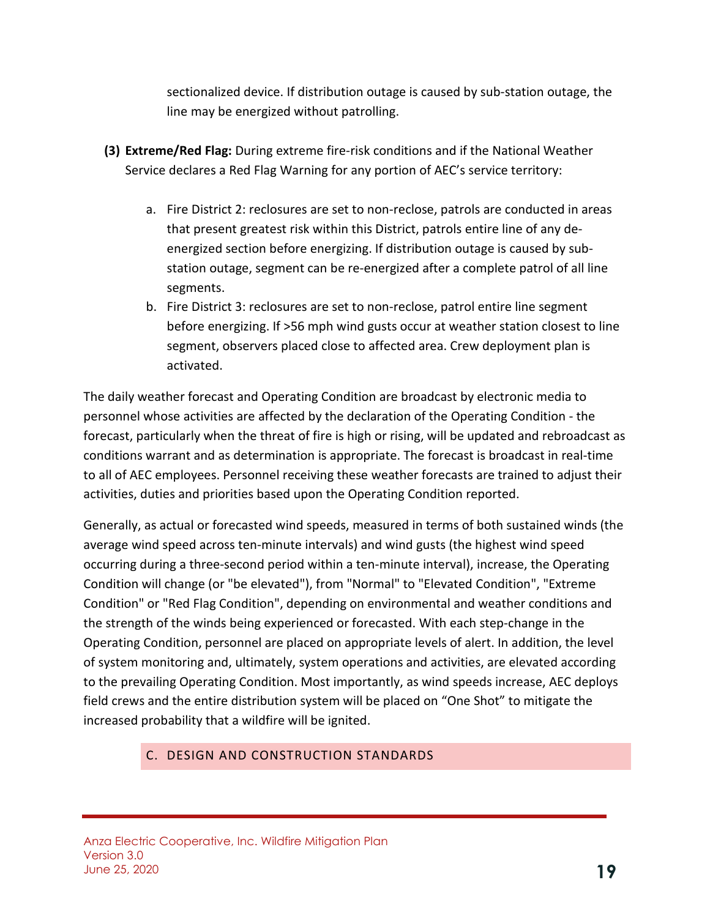sectionalized device. If distribution outage is caused by sub-station outage, the line may be energized without patrolling.

**(3) Extreme/Red Flag:** During extreme fire-risk conditions and if the National Weather Service declares a Red Flag Warning for any portion of AEC's service territory:

a. Fire District 2: reclosures are set to non-reclose, patrols are conducted in areas that present greatest risk within this District, patrols entire line of any de-energized section before energizing. If distribution outage is caused by sub-station outage, segment can be re-energized after a complete patrol of all line segments.
b. Fire District 3: reclosures are set to non-reclose, patrol entire line segment before energizing. If >56 mph wind gusts occur at weather station closest to line segment, observers placed close to affected area. Crew deployment plan is activated.

The daily weather forecast and Operating Condition are broadcast by electronic media to personnel whose activities are affected by the declaration of the Operating Condition - the forecast, particularly when the threat of fire is high or rising, will be updated and rebroadcast as conditions warrant and as determination is appropriate. The forecast is broadcast in real-time to all of AEC employees. Personnel receiving these weather forecasts are trained to adjust their activities, duties and priorities based upon the Operating Condition reported.

Generally, as actual or forecasted wind speeds, measured in terms of both sustained winds (the average wind speed across ten-minute intervals) and wind gusts (the highest wind speed occurring during a three-second period within a ten-minute interval), increase, the Operating Condition will change (or "be elevated"), from "Normal" to "Elevated Condition", "Extreme Condition" or "Red Flag Condition", depending on environmental and weather conditions and the strength of the winds being experienced or forecasted. With each step-change in the Operating Condition, personnel are placed on appropriate levels of alert. In addition, the level of system monitoring and, ultimately, system operations and activities, are elevated according to the prevailing Operating Condition. Most importantly, as wind speeds increase, AEC deploys field crews and the entire distribution system will be placed on "One Shot" to mitigate the increased probability that a wildfire will be ignited.

## C. DESIGN AND CONSTRUCTION STANDARDS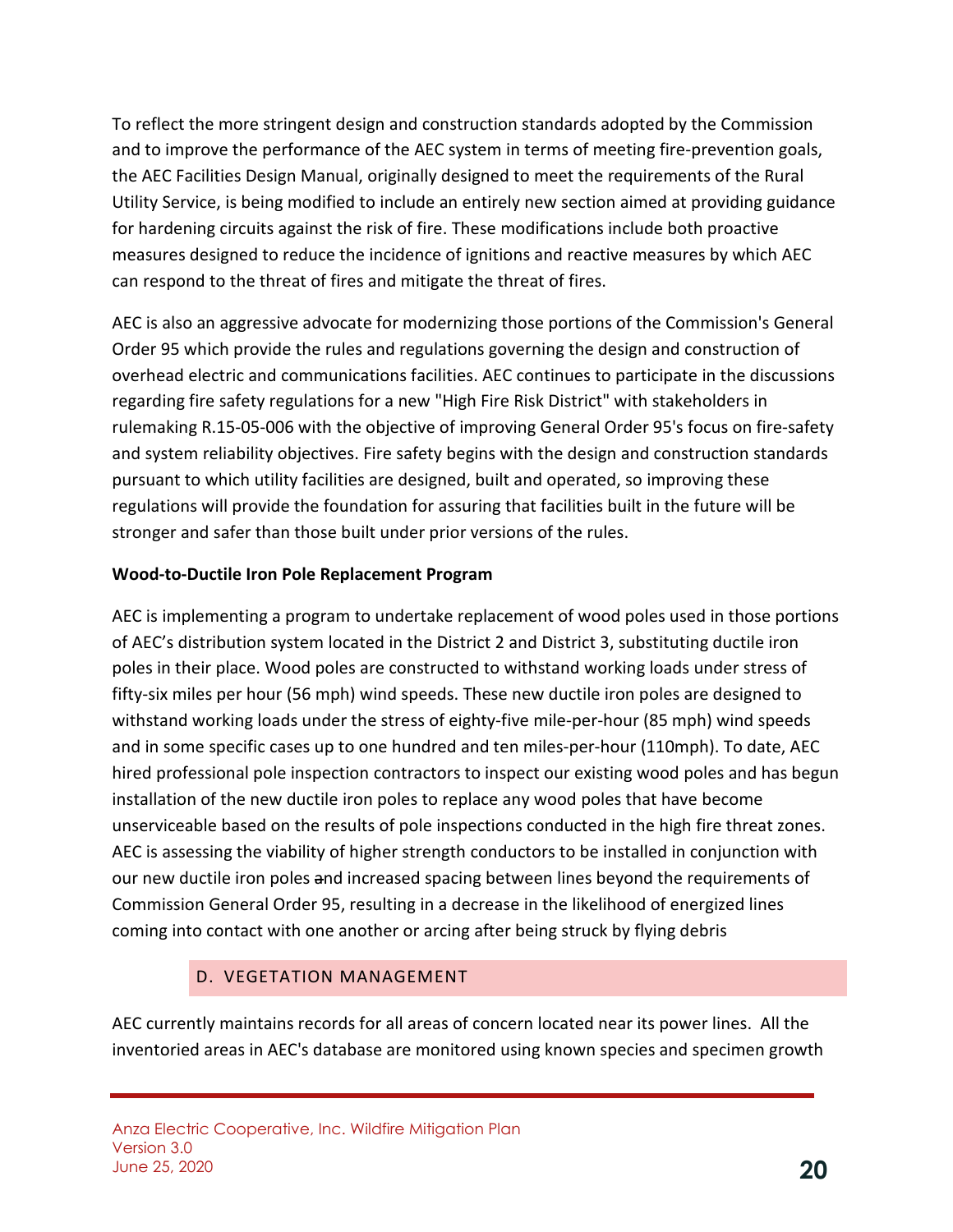To reflect the more stringent design and construction standards adopted by the Commission and to improve the performance of the AEC system in terms of meeting fire-prevention goals, the AEC Facilities Design Manual, originally designed to meet the requirements of the Rural Utility Service, is being modified to include an entirely new section aimed at providing guidance for hardening circuits against the risk of fire. These modifications include both proactive measures designed to reduce the incidence of ignitions and reactive measures by which AEC can respond to the threat of fires and mitigate the threat of fires.

AEC is also an aggressive advocate for modernizing those portions of the Commission's General Order 95 which provide the rules and regulations governing the design and construction of overhead electric and communications facilities. AEC continues to participate in the discussions regarding fire safety regulations for a new "High Fire Risk District" with stakeholders in rulemaking R.15-05-006 with the objective of improving General Order 95's focus on fire-safety and system reliability objectives. Fire safety begins with the design and construction standards pursuant to which utility facilities are designed, built and operated, so improving these regulations will provide the foundation for assuring that facilities built in the future will be stronger and safer than those built under prior versions of the rules.

**Wood-to-Ductile Iron Pole Replacement Program**

AEC is implementing a program to undertake replacement of wood poles used in those portions of AEC's distribution system located in the District 2 and District 3, substituting ductile iron poles in their place. Wood poles are constructed to withstand working loads under stress of fifty-six miles per hour (56 mph) wind speeds. These new ductile iron poles are designed to withstand working loads under the stress of eighty-five mile-per-hour (85 mph) wind speeds and in some specific cases up to one hundred and ten miles-per-hour (110mph). To date, AEC hired professional pole inspection contractors to inspect our existing wood poles and has begun installation of the new ductile iron poles to replace any wood poles that have become unserviceable based on the results of pole inspections conducted in the high fire threat zones. AEC is assessing the viability of higher strength conductors to be installed in conjunction with our new ductile iron poles and increased spacing between lines beyond the requirements of Commission General Order 95, resulting in a decrease in the likelihood of energized lines coming into contact with one another or arcing after being struck by flying debris

## D. VEGETATION MANAGEMENT

AEC currently maintains records for all areas of concern located near its power lines. All the inventoried areas in AEC's database are monitored using known species and specimen growth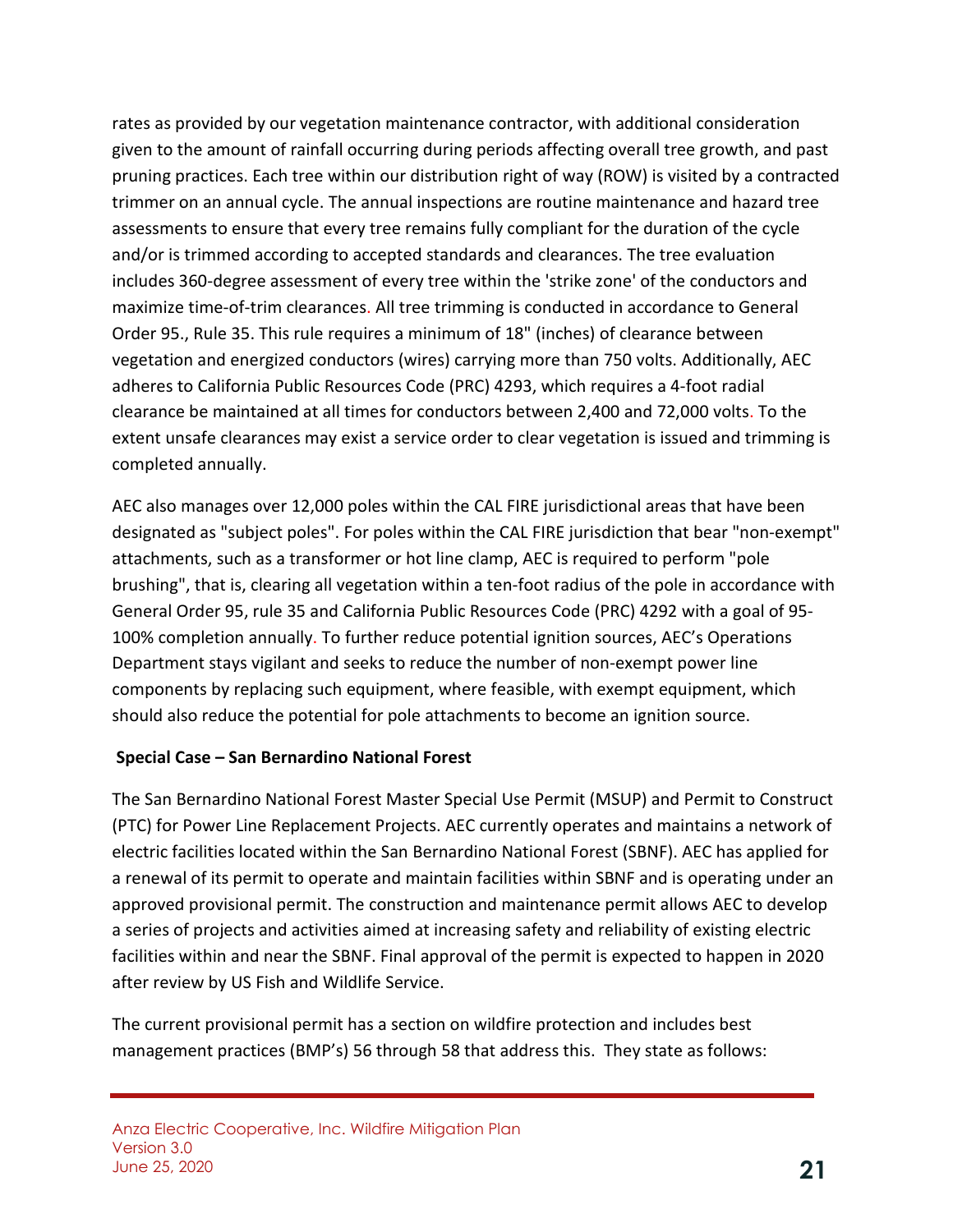rates as provided by our vegetation maintenance contractor, with additional consideration given to the amount of rainfall occurring during periods affecting overall tree growth, and past pruning practices. Each tree within our distribution right of way (ROW) is visited by a contracted trimmer on an annual cycle. The annual inspections are routine maintenance and hazard tree assessments to ensure that every tree remains fully compliant for the duration of the cycle and/or is trimmed according to accepted standards and clearances. The tree evaluation includes 360-degree assessment of every tree within the 'strike zone' of the conductors and maximize time-of-trim clearances. All tree trimming is conducted in accordance to General Order 95., Rule 35. This rule requires a minimum of 18" (inches) of clearance between vegetation and energized conductors (wires) carrying more than 750 volts. Additionally, AEC adheres to California Public Resources Code (PRC) 4293, which requires a 4-foot radial clearance be maintained at all times for conductors between 2,400 and 72,000 volts. To the extent unsafe clearances may exist a service order to clear vegetation is issued and trimming is completed annually.

AEC also manages over 12,000 poles within the CAL FIRE jurisdictional areas that have been designated as "subject poles". For poles within the CAL FIRE jurisdiction that bear "non-exempt" attachments, such as a transformer or hot line clamp, AEC is required to perform "pole brushing", that is, clearing all vegetation within a ten-foot radius of the pole in accordance with General Order 95, rule 35 and California Public Resources Code (PRC) 4292 with a goal of 95-100% completion annually. To further reduce potential ignition sources, AEC's Operations Department stays vigilant and seeks to reduce the number of non-exempt power line components by replacing such equipment, where feasible, with exempt equipment, which should also reduce the potential for pole attachments to become an ignition source.

**Special Case – San Bernardino National Forest**

The San Bernardino National Forest Master Special Use Permit (MSUP) and Permit to Construct (PTC) for Power Line Replacement Projects. AEC currently operates and maintains a network of electric facilities located within the San Bernardino National Forest (SBNF). AEC has applied for a renewal of its permit to operate and maintain facilities within SBNF and is operating under an approved provisional permit. The construction and maintenance permit allows AEC to develop a series of projects and activities aimed at increasing safety and reliability of existing electric facilities within and near the SBNF. Final approval of the permit is expected to happen in 2020 after review by US Fish and Wildlife Service.

The current provisional permit has a section on wildfire protection and includes best management practices (BMP's) 56 through 58 that address this. They state as follows: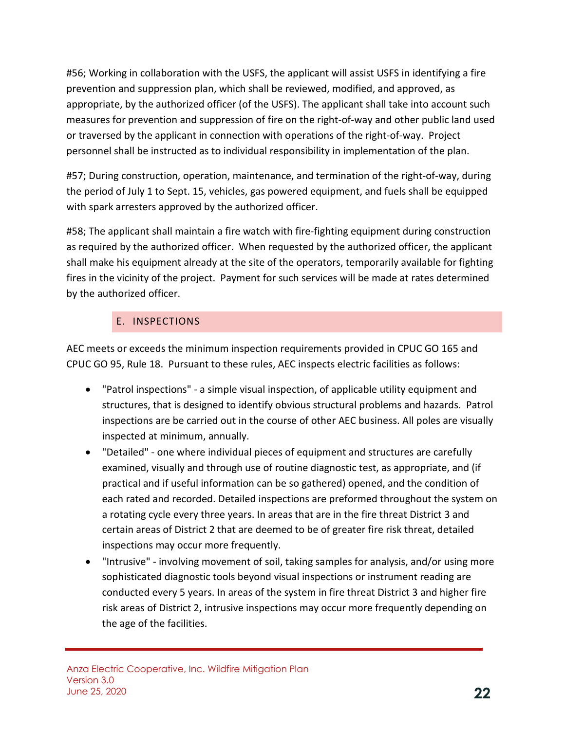#56; Working in collaboration with the USFS, the applicant will assist USFS in identifying a fire prevention and suppression plan, which shall be reviewed, modified, and approved, as appropriate, by the authorized officer (of the USFS). The applicant shall take into account such measures for prevention and suppression of fire on the right-of-way and other public land used or traversed by the applicant in connection with operations of the right-of-way. Project personnel shall be instructed as to individual responsibility in implementation of the plan.

#57; During construction, operation, maintenance, and termination of the right-of-way, during the period of July 1 to Sept. 15, vehicles, gas powered equipment, and fuels shall be equipped with spark arresters approved by the authorized officer.

#58; The applicant shall maintain a fire watch with fire-fighting equipment during construction as required by the authorized officer. When requested by the authorized officer, the applicant shall make his equipment already at the site of the operators, temporarily available for fighting fires in the vicinity of the project. Payment for such services will be made at rates determined by the authorized officer.

## E. INSPECTIONS

AEC meets or exceeds the minimum inspection requirements provided in CPUC GO 165 and CPUC GO 95, Rule 18. Pursuant to these rules, AEC inspects electric facilities as follows:

- "Patrol inspections" - a simple visual inspection, of applicable utility equipment and structures, that is designed to identify obvious structural problems and hazards. Patrol inspections are be carried out in the course of other AEC business. All poles are visually inspected at minimum, annually.
- "Detailed" - one where individual pieces of equipment and structures are carefully examined, visually and through use of routine diagnostic test, as appropriate, and (if practical and if useful information can be so gathered) opened, and the condition of each rated and recorded. Detailed inspections are preformed throughout the system on a rotating cycle every three years. In areas that are in the fire threat District 3 and certain areas of District 2 that are deemed to be of greater fire risk threat, detailed inspections may occur more frequently.
- "Intrusive" - involving movement of soil, taking samples for analysis, and/or using more sophisticated diagnostic tools beyond visual inspections or instrument reading are conducted every 5 years. In areas of the system in fire threat District 3 and higher fire risk areas of District 2, intrusive inspections may occur more frequently depending on the age of the facilities.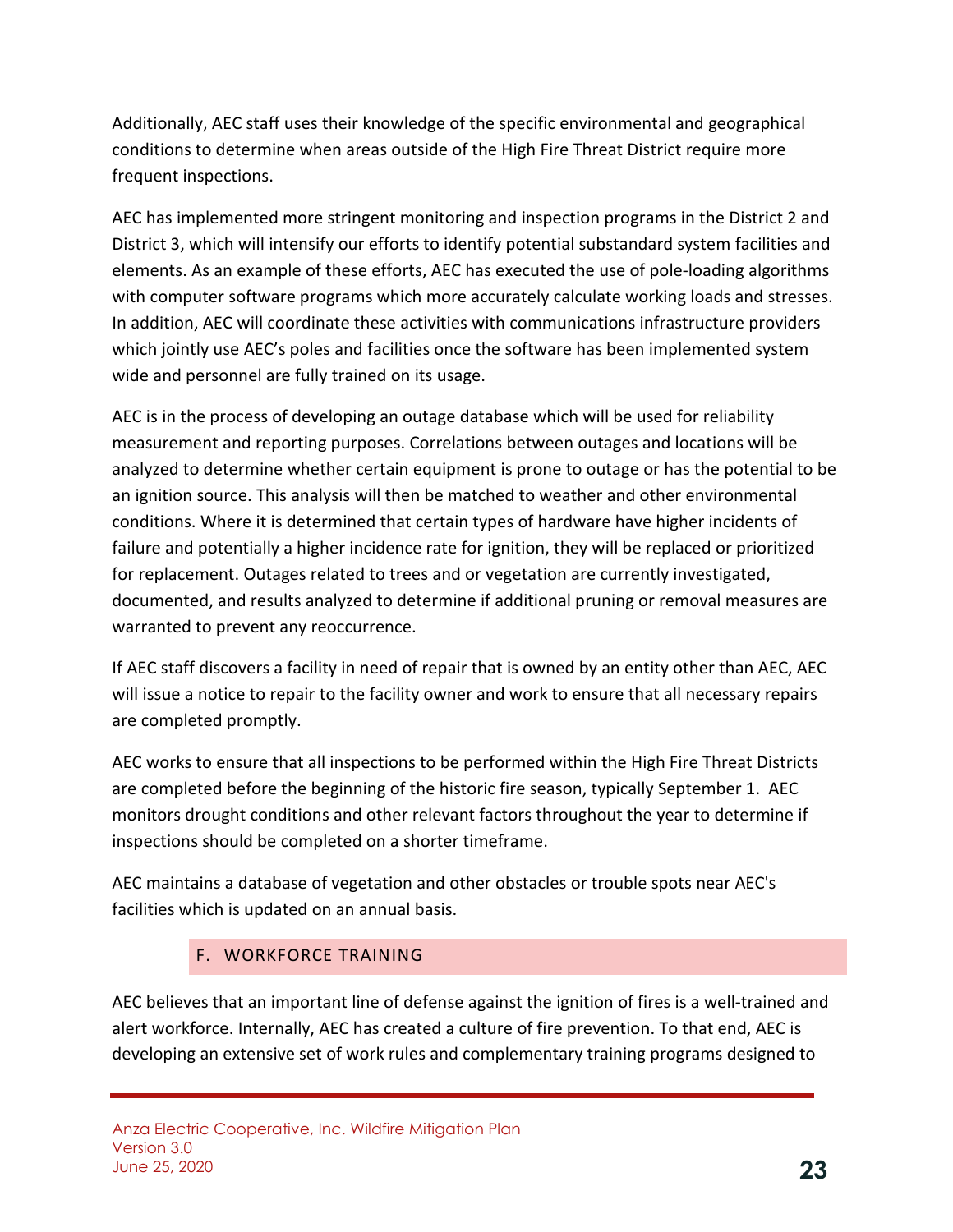Additionally, AEC staff uses their knowledge of the specific environmental and geographical conditions to determine when areas outside of the High Fire Threat District require more frequent inspections.

AEC has implemented more stringent monitoring and inspection programs in the District 2 and District 3, which will intensify our efforts to identify potential substandard system facilities and elements. As an example of these efforts, AEC has executed the use of pole-loading algorithms with computer software programs which more accurately calculate working loads and stresses. In addition, AEC will coordinate these activities with communications infrastructure providers which jointly use AEC's poles and facilities once the software has been implemented system wide and personnel are fully trained on its usage.

AEC is in the process of developing an outage database which will be used for reliability measurement and reporting purposes. Correlations between outages and locations will be analyzed to determine whether certain equipment is prone to outage or has the potential to be an ignition source. This analysis will then be matched to weather and other environmental conditions. Where it is determined that certain types of hardware have higher incidents of failure and potentially a higher incidence rate for ignition, they will be replaced or prioritized for replacement. Outages related to trees and or vegetation are currently investigated, documented, and results analyzed to determine if additional pruning or removal measures are warranted to prevent any reoccurrence.

If AEC staff discovers a facility in need of repair that is owned by an entity other than AEC, AEC will issue a notice to repair to the facility owner and work to ensure that all necessary repairs are completed promptly.

AEC works to ensure that all inspections to be performed within the High Fire Threat Districts are completed before the beginning of the historic fire season, typically September 1. AEC monitors drought conditions and other relevant factors throughout the year to determine if inspections should be completed on a shorter timeframe.

AEC maintains a database of vegetation and other obstacles or trouble spots near AEC's facilities which is updated on an annual basis.

## F. WORKFORCE TRAINING

AEC believes that an important line of defense against the ignition of fires is a well-trained and alert workforce. Internally, AEC has created a culture of fire prevention. To that end, AEC is developing an extensive set of work rules and complementary training programs designed to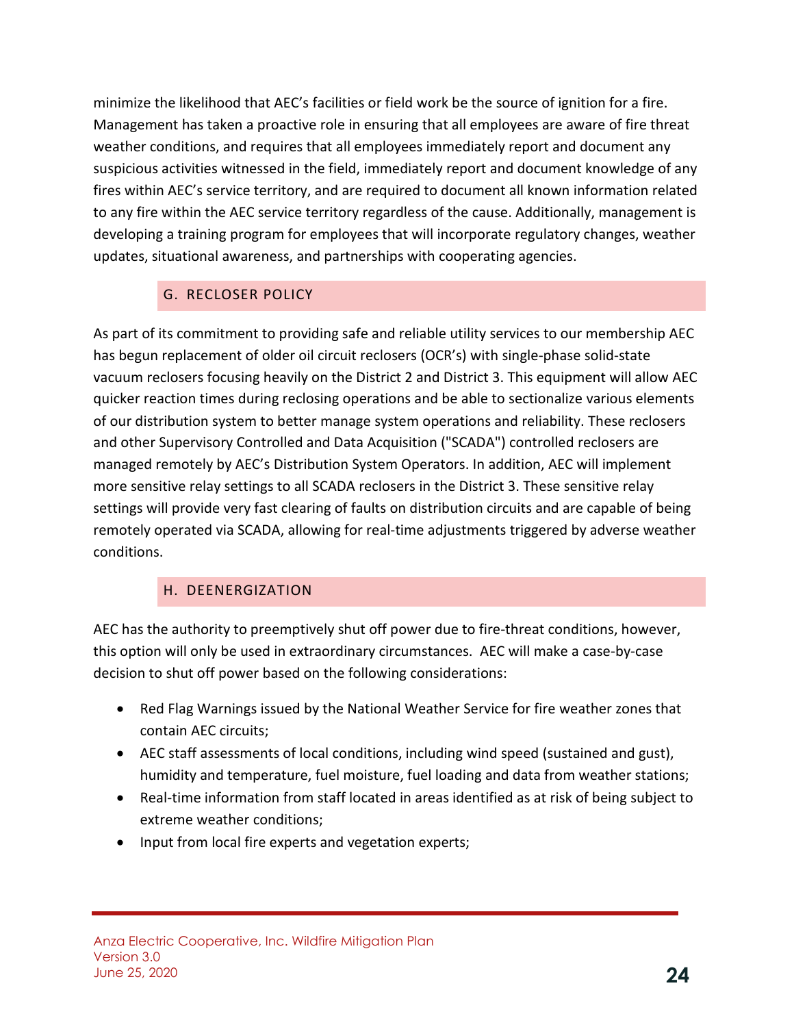minimize the likelihood that AEC's facilities or field work be the source of ignition for a fire. Management has taken a proactive role in ensuring that all employees are aware of fire threat weather conditions, and requires that all employees immediately report and document any suspicious activities witnessed in the field, immediately report and document knowledge of any fires within AEC's service territory, and are required to document all known information related to any fire within the AEC service territory regardless of the cause. Additionally, management is developing a training program for employees that will incorporate regulatory changes, weather updates, situational awareness, and partnerships with cooperating agencies.

### G. RECLOSER POLICY

As part of its commitment to providing safe and reliable utility services to our membership AEC has begun replacement of older oil circuit reclosers (OCR's) with single-phase solid-state vacuum reclosers focusing heavily on the District 2 and District 3. This equipment will allow AEC quicker reaction times during reclosing operations and be able to sectionalize various elements of our distribution system to better manage system operations and reliability. These reclosers and other Supervisory Controlled and Data Acquisition ("SCADA") controlled reclosers are managed remotely by AEC's Distribution System Operators. In addition, AEC will implement more sensitive relay settings to all SCADA reclosers in the District 3. These sensitive relay settings will provide very fast clearing of faults on distribution circuits and are capable of being remotely operated via SCADA, allowing for real-time adjustments triggered by adverse weather conditions.

### H. DEENERGIZATION

AEC has the authority to preemptively shut off power due to fire-threat conditions, however, this option will only be used in extraordinary circumstances. AEC will make a case-by-case decision to shut off power based on the following considerations:

- Red Flag Warnings issued by the National Weather Service for fire weather zones that contain AEC circuits;
- AEC staff assessments of local conditions, including wind speed (sustained and gust), humidity and temperature, fuel moisture, fuel loading and data from weather stations;
- Real-time information from staff located in areas identified as at risk of being subject to extreme weather conditions;
- Input from local fire experts and vegetation experts;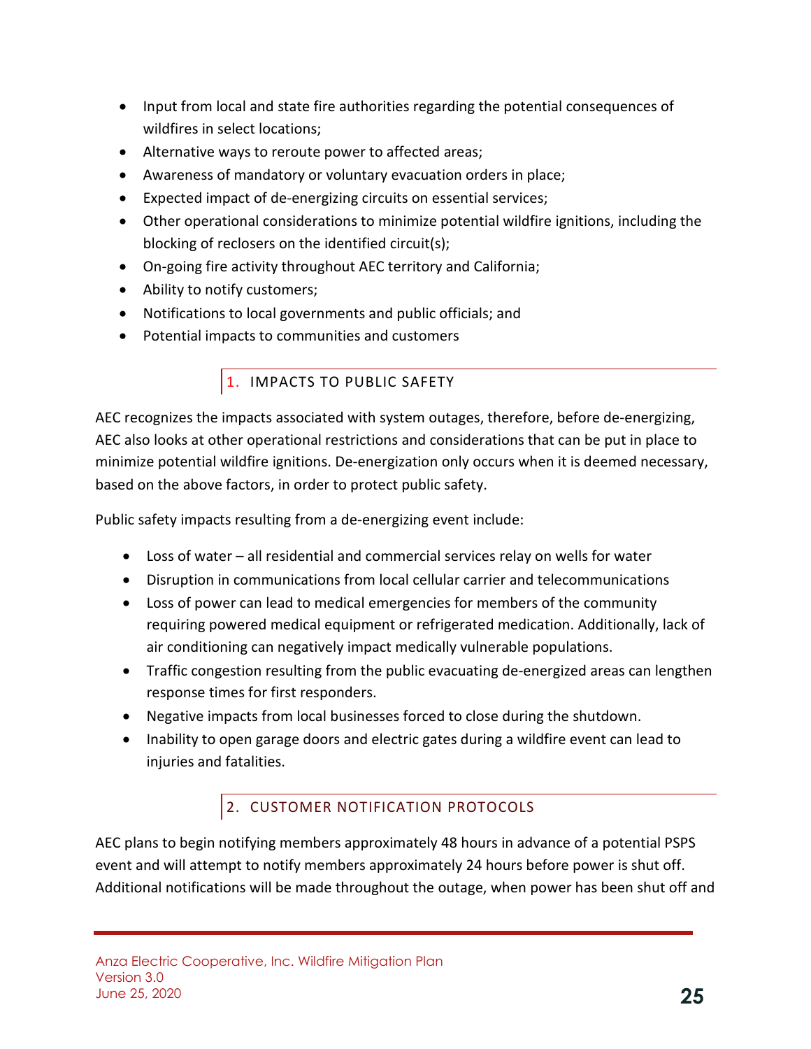- Input from local and state fire authorities regarding the potential consequences of wildfires in select locations;
- Alternative ways to reroute power to affected areas;
- Awareness of mandatory or voluntary evacuation orders in place;
- Expected impact of de-energizing circuits on essential services;
- Other operational considerations to minimize potential wildfire ignitions, including the blocking of reclosers on the identified circuit(s);
- On-going fire activity throughout AEC territory and California;
- Ability to notify customers;
- Notifications to local governments and public officials; and
- Potential impacts to communities and customers

### 1. IMPACTS TO PUBLIC SAFETY

AEC recognizes the impacts associated with system outages, therefore, before de-energizing, AEC also looks at other operational restrictions and considerations that can be put in place to minimize potential wildfire ignitions. De-energization only occurs when it is deemed necessary, based on the above factors, in order to protect public safety.

Public safety impacts resulting from a de-energizing event include:

- Loss of water – all residential and commercial services relay on wells for water
- Disruption in communications from local cellular carrier and telecommunications
- Loss of power can lead to medical emergencies for members of the community requiring powered medical equipment or refrigerated medication. Additionally, lack of air conditioning can negatively impact medically vulnerable populations.
- Traffic congestion resulting from the public evacuating de-energized areas can lengthen response times for first responders.
- Negative impacts from local businesses forced to close during the shutdown.
- Inability to open garage doors and electric gates during a wildfire event can lead to injuries and fatalities.

### 2. CUSTOMER NOTIFICATION PROTOCOLS

AEC plans to begin notifying members approximately 48 hours in advance of a potential PSPS event and will attempt to notify members approximately 24 hours before power is shut off. Additional notifications will be made throughout the outage, when power has been shut off and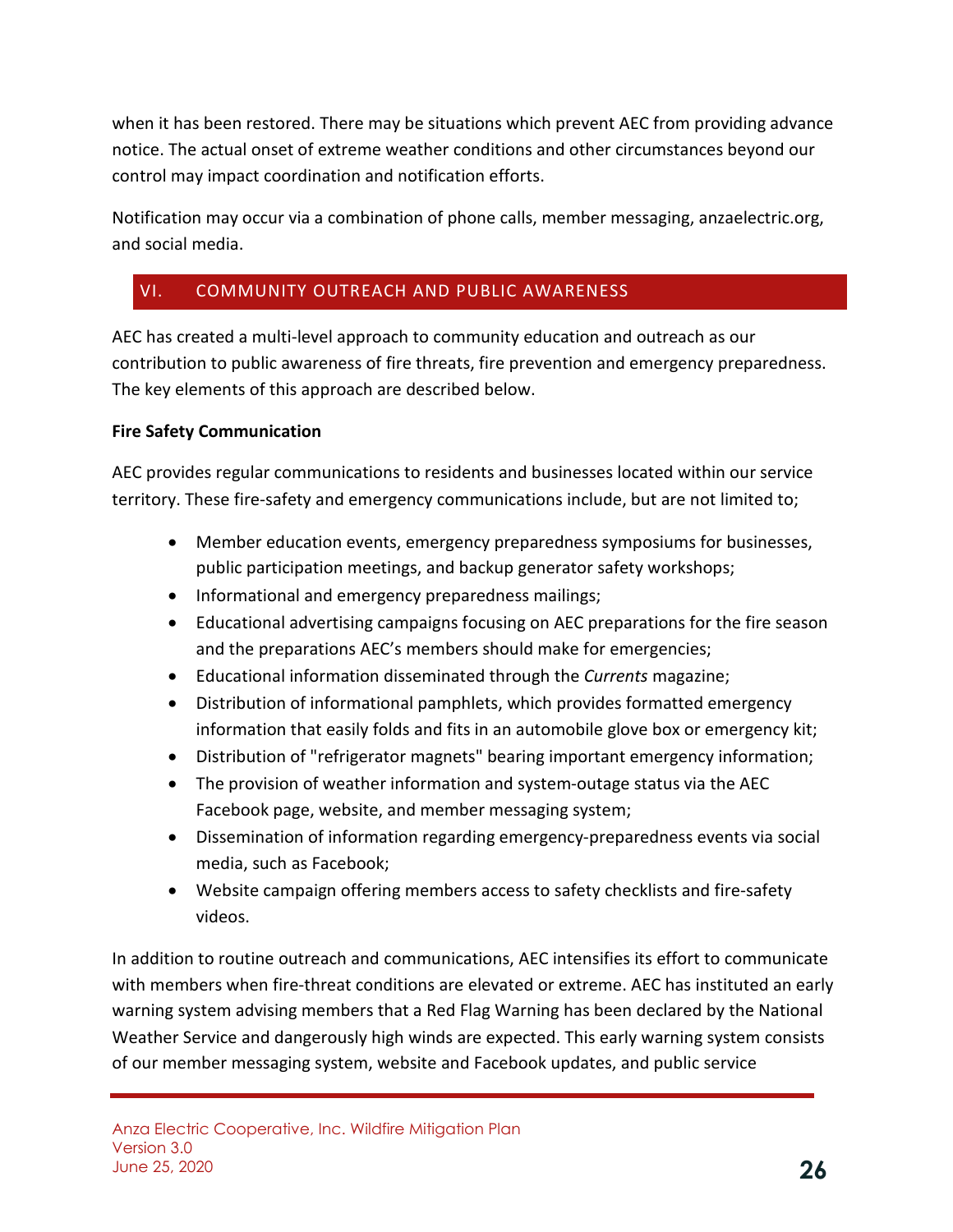when it has been restored. There may be situations which prevent AEC from providing advance notice. The actual onset of extreme weather conditions and other circumstances beyond our control may impact coordination and notification efforts.

Notification may occur via a combination of phone calls, member messaging, anzaelectric.org, and social media.

## VI. COMMUNITY OUTREACH AND PUBLIC AWARENESS

AEC has created a multi-level approach to community education and outreach as our contribution to public awareness of fire threats, fire prevention and emergency preparedness. The key elements of this approach are described below.

**Fire Safety Communication**

AEC provides regular communications to residents and businesses located within our service territory. These fire-safety and emergency communications include, but are not limited to;

- Member education events, emergency preparedness symposiums for businesses, public participation meetings, and backup generator safety workshops;
- Informational and emergency preparedness mailings;
- Educational advertising campaigns focusing on AEC preparations for the fire season and the preparations AEC's members should make for emergencies;
- Educational information disseminated through the *Currents* magazine;
- Distribution of informational pamphlets, which provides formatted emergency information that easily folds and fits in an automobile glove box or emergency kit;
- Distribution of "refrigerator magnets" bearing important emergency information;
- The provision of weather information and system-outage status via the AEC Facebook page, website, and member messaging system;
- Dissemination of information regarding emergency-preparedness events via social media, such as Facebook;
- Website campaign offering members access to safety checklists and fire-safety videos.

In addition to routine outreach and communications, AEC intensifies its effort to communicate with members when fire-threat conditions are elevated or extreme. AEC has instituted an early warning system advising members that a Red Flag Warning has been declared by the National Weather Service and dangerously high winds are expected. This early warning system consists of our member messaging system, website and Facebook updates, and public service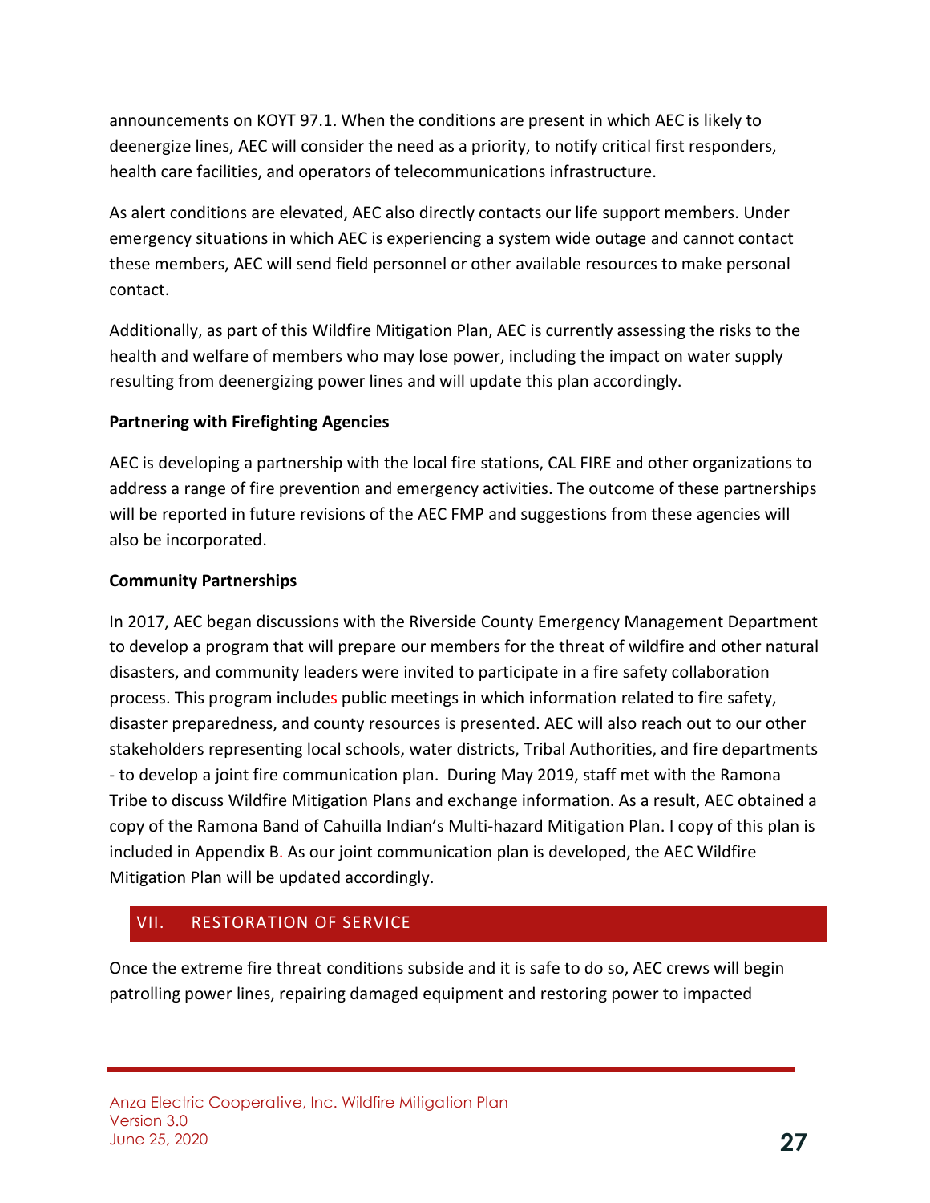announcements on KOYT 97.1. When the conditions are present in which AEC is likely to deenergize lines, AEC will consider the need as a priority, to notify critical first responders, health care facilities, and operators of telecommunications infrastructure.

As alert conditions are elevated, AEC also directly contacts our life support members. Under emergency situations in which AEC is experiencing a system wide outage and cannot contact these members, AEC will send field personnel or other available resources to make personal contact.

Additionally, as part of this Wildfire Mitigation Plan, AEC is currently assessing the risks to the health and welfare of members who may lose power, including the impact on water supply resulting from deenergizing power lines and will update this plan accordingly.

**Partnering with Firefighting Agencies**

AEC is developing a partnership with the local fire stations, CAL FIRE and other organizations to address a range of fire prevention and emergency activities. The outcome of these partnerships will be reported in future revisions of the AEC FMP and suggestions from these agencies will also be incorporated.

**Community Partnerships**

In 2017, AEC began discussions with the Riverside County Emergency Management Department to develop a program that will prepare our members for the threat of wildfire and other natural disasters, and community leaders were invited to participate in a fire safety collaboration process. This program includes public meetings in which information related to fire safety, disaster preparedness, and county resources is presented. AEC will also reach out to our other stakeholders representing local schools, water districts, Tribal Authorities, and fire departments - to develop a joint fire communication plan. During May 2019, staff met with the Ramona Tribe to discuss Wildfire Mitigation Plans and exchange information. As a result, AEC obtained a copy of the Ramona Band of Cahuilla Indian's Multi-hazard Mitigation Plan. I copy of this plan is included in Appendix B. As our joint communication plan is developed, the AEC Wildfire Mitigation Plan will be updated accordingly.

## VII. RESTORATION OF SERVICE

Once the extreme fire threat conditions subside and it is safe to do so, AEC crews will begin patrolling power lines, repairing damaged equipment and restoring power to impacted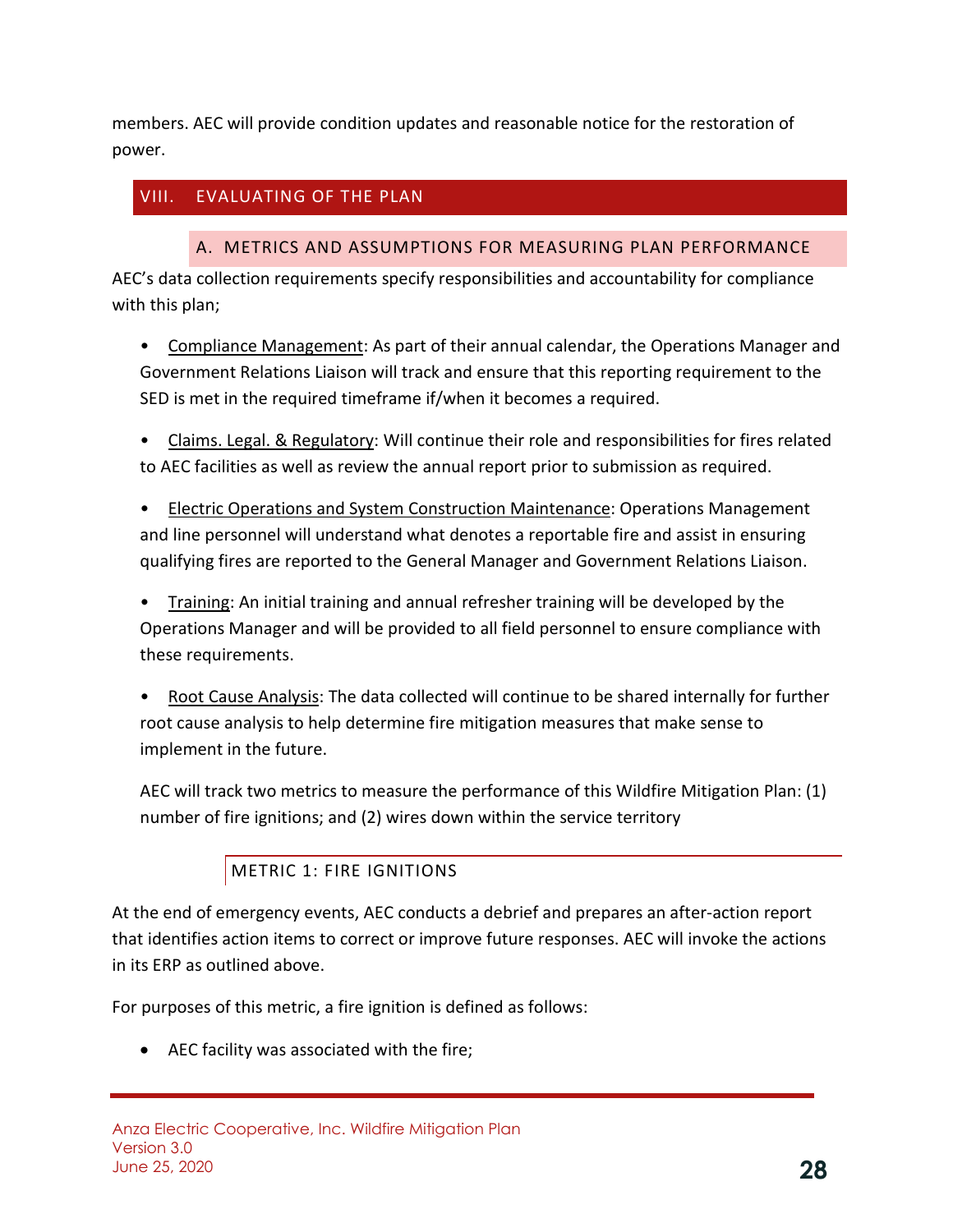members. AEC will provide condition updates and reasonable notice for the restoration of power.

# VIII. EVALUATING OF THE PLAN

## A. METRICS AND ASSUMPTIONS FOR MEASURING PLAN PERFORMANCE

AEC's data collection requirements specify responsibilities and accountability for compliance with this plan;

- Compliance Management: As part of their annual calendar, the Operations Manager and Government Relations Liaison will track and ensure that this reporting requirement to the SED is met in the required timeframe if/when it becomes a required.

- Claims. Legal. & Regulatory: Will continue their role and responsibilities for fires related to AEC facilities as well as review the annual report prior to submission as required.

- Electric Operations and System Construction Maintenance: Operations Management and line personnel will understand what denotes a reportable fire and assist in ensuring qualifying fires are reported to the General Manager and Government Relations Liaison.

- Training: An initial training and annual refresher training will be developed by the Operations Manager and will be provided to all field personnel to ensure compliance with these requirements.

- Root Cause Analysis: The data collected will continue to be shared internally for further root cause analysis to help determine fire mitigation measures that make sense to implement in the future.

AEC will track two metrics to measure the performance of this Wildfire Mitigation Plan: (1) number of fire ignitions; and (2) wires down within the service territory

### METRIC 1: FIRE IGNITIONS

At the end of emergency events, AEC conducts a debrief and prepares an after-action report that identifies action items to correct or improve future responses. AEC will invoke the actions in its ERP as outlined above.

For purposes of this metric, a fire ignition is defined as follows:

- AEC facility was associated with the fire;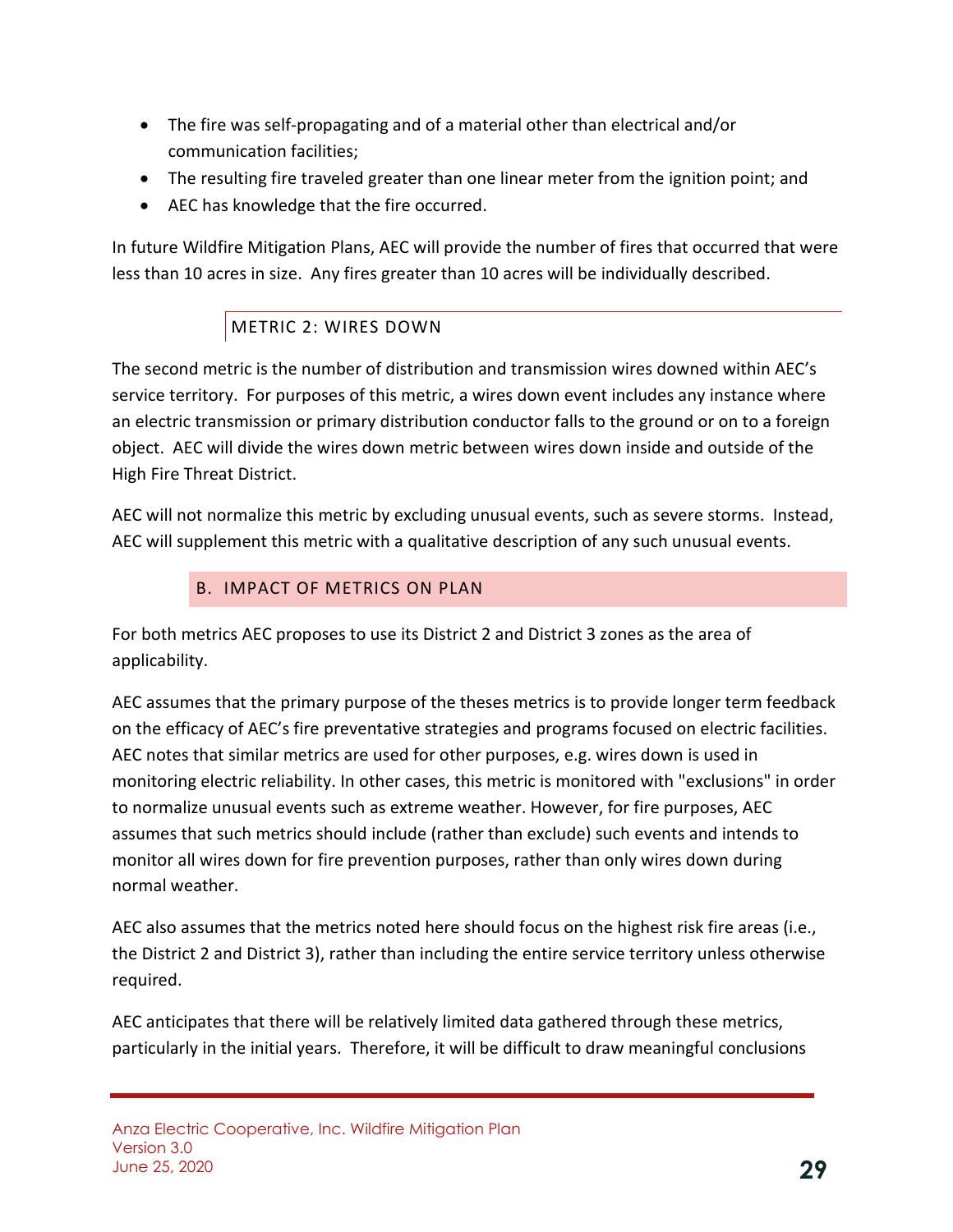- The fire was self-propagating and of a material other than electrical and/or communication facilities;
- The resulting fire traveled greater than one linear meter from the ignition point; and
- AEC has knowledge that the fire occurred.

In future Wildfire Mitigation Plans, AEC will provide the number of fires that occurred that were less than 10 acres in size. Any fires greater than 10 acres will be individually described.

### METRIC 2: WIRES DOWN

The second metric is the number of distribution and transmission wires downed within AEC's service territory. For purposes of this metric, a wires down event includes any instance where an electric transmission or primary distribution conductor falls to the ground or on to a foreign object. AEC will divide the wires down metric between wires down inside and outside of the High Fire Threat District.

AEC will not normalize this metric by excluding unusual events, such as severe storms. Instead, AEC will supplement this metric with a qualitative description of any such unusual events.

## B. IMPACT OF METRICS ON PLAN

For both metrics AEC proposes to use its District 2 and District 3 zones as the area of applicability.

AEC assumes that the primary purpose of the theses metrics is to provide longer term feedback on the efficacy of AEC's fire preventative strategies and programs focused on electric facilities. AEC notes that similar metrics are used for other purposes, e.g. wires down is used in monitoring electric reliability. In other cases, this metric is monitored with "exclusions" in order to normalize unusual events such as extreme weather. However, for fire purposes, AEC assumes that such metrics should include (rather than exclude) such events and intends to monitor all wires down for fire prevention purposes, rather than only wires down during normal weather.

AEC also assumes that the metrics noted here should focus on the highest risk fire areas (i.e., the District 2 and District 3), rather than including the entire service territory unless otherwise required.

AEC anticipates that there will be relatively limited data gathered through these metrics, particularly in the initial years. Therefore, it will be difficult to draw meaningful conclusions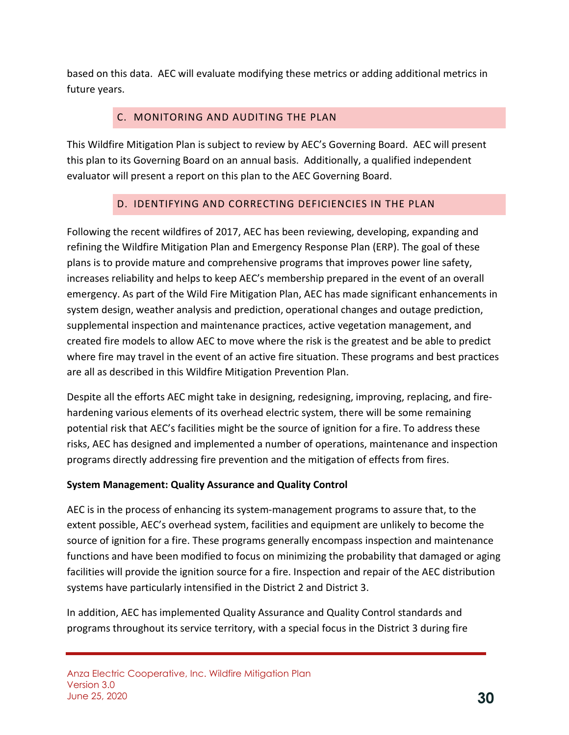based on this data. AEC will evaluate modifying these metrics or adding additional metrics in future years.

## C. MONITORING AND AUDITING THE PLAN

This Wildfire Mitigation Plan is subject to review by AEC's Governing Board. AEC will present this plan to its Governing Board on an annual basis. Additionally, a qualified independent evaluator will present a report on this plan to the AEC Governing Board.

## D. IDENTIFYING AND CORRECTING DEFICIENCIES IN THE PLAN

Following the recent wildfires of 2017, AEC has been reviewing, developing, expanding and refining the Wildfire Mitigation Plan and Emergency Response Plan (ERP). The goal of these plans is to provide mature and comprehensive programs that improves power line safety, increases reliability and helps to keep AEC's membership prepared in the event of an overall emergency. As part of the Wild Fire Mitigation Plan, AEC has made significant enhancements in system design, weather analysis and prediction, operational changes and outage prediction, supplemental inspection and maintenance practices, active vegetation management, and created fire models to allow AEC to move where the risk is the greatest and be able to predict where fire may travel in the event of an active fire situation. These programs and best practices are all as described in this Wildfire Mitigation Prevention Plan.

Despite all the efforts AEC might take in designing, redesigning, improving, replacing, and fire-hardening various elements of its overhead electric system, there will be some remaining potential risk that AEC's facilities might be the source of ignition for a fire. To address these risks, AEC has designed and implemented a number of operations, maintenance and inspection programs directly addressing fire prevention and the mitigation of effects from fires.

**System Management: Quality Assurance and Quality Control**

AEC is in the process of enhancing its system-management programs to assure that, to the extent possible, AEC's overhead system, facilities and equipment are unlikely to become the source of ignition for a fire. These programs generally encompass inspection and maintenance functions and have been modified to focus on minimizing the probability that damaged or aging facilities will provide the ignition source for a fire. Inspection and repair of the AEC distribution systems have particularly intensified in the District 2 and District 3.

In addition, AEC has implemented Quality Assurance and Quality Control standards and programs throughout its service territory, with a special focus in the District 3 during fire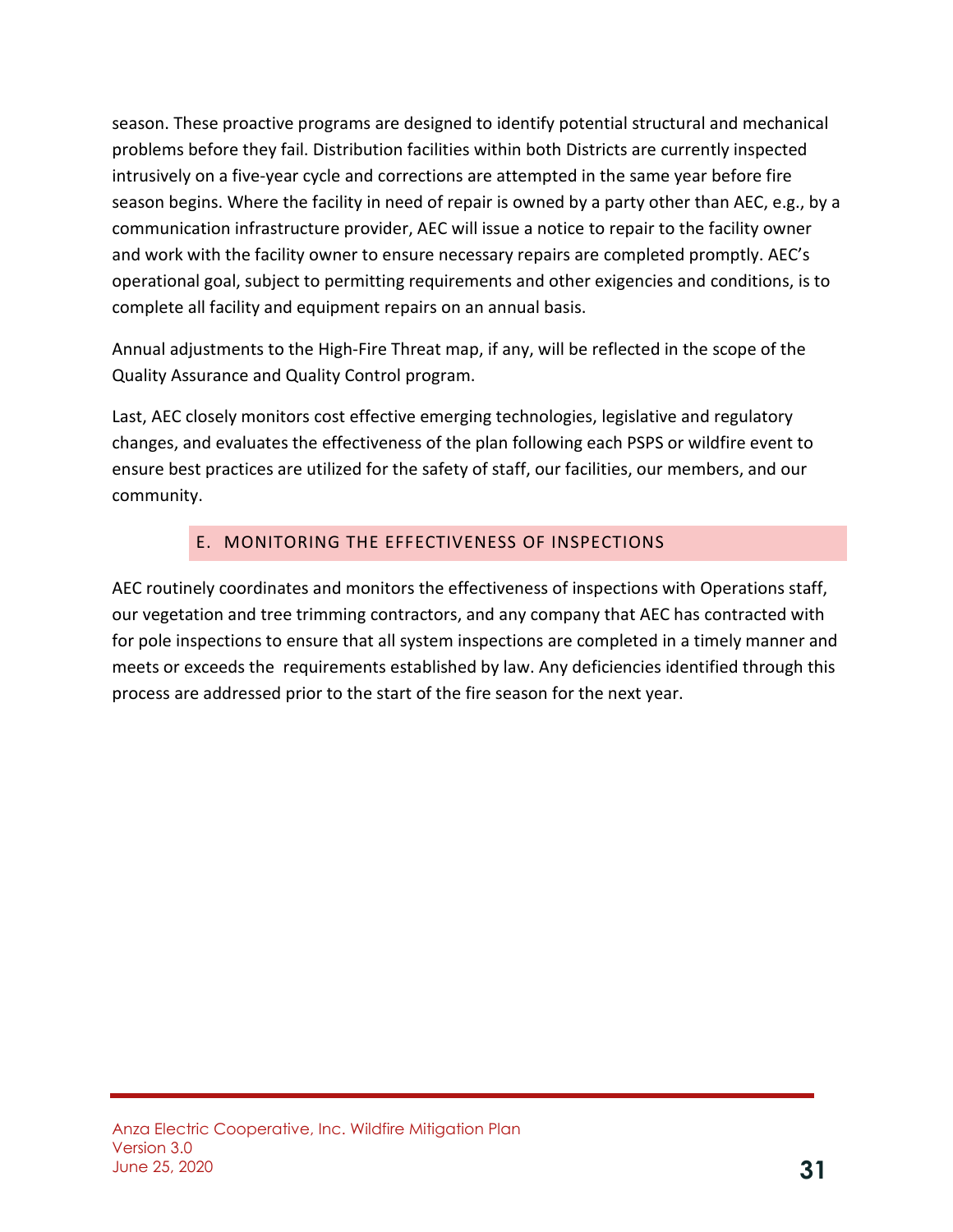season. These proactive programs are designed to identify potential structural and mechanical problems before they fail. Distribution facilities within both Districts are currently inspected intrusively on a five-year cycle and corrections are attempted in the same year before fire season begins. Where the facility in need of repair is owned by a party other than AEC, e.g., by a communication infrastructure provider, AEC will issue a notice to repair to the facility owner and work with the facility owner to ensure necessary repairs are completed promptly. AEC's operational goal, subject to permitting requirements and other exigencies and conditions, is to complete all facility and equipment repairs on an annual basis.

Annual adjustments to the High-Fire Threat map, if any, will be reflected in the scope of the Quality Assurance and Quality Control program.

Last, AEC closely monitors cost effective emerging technologies, legislative and regulatory changes, and evaluates the effectiveness of the plan following each PSPS or wildfire event to ensure best practices are utilized for the safety of staff, our facilities, our members, and our community.

## E. MONITORING THE EFFECTIVENESS OF INSPECTIONS

AEC routinely coordinates and monitors the effectiveness of inspections with Operations staff, our vegetation and tree trimming contractors, and any company that AEC has contracted with for pole inspections to ensure that all system inspections are completed in a timely manner and meets or exceeds the requirements established by law. Any deficiencies identified through this process are addressed prior to the start of the fire season for the next year.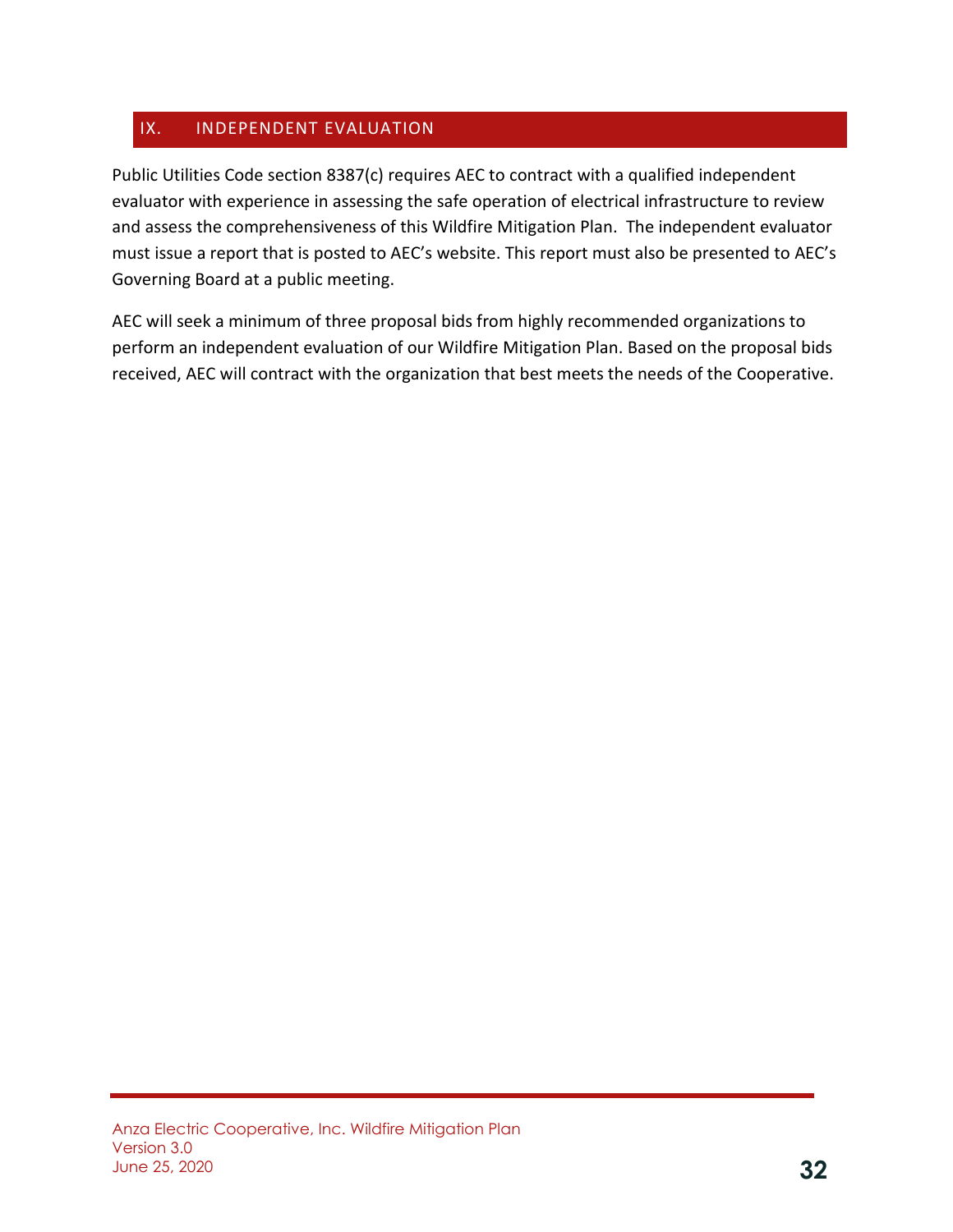## IX. INDEPENDENT EVALUATION

Public Utilities Code section 8387(c) requires AEC to contract with a qualified independent evaluator with experience in assessing the safe operation of electrical infrastructure to review and assess the comprehensiveness of this Wildfire Mitigation Plan. The independent evaluator must issue a report that is posted to AEC's website. This report must also be presented to AEC's Governing Board at a public meeting.

AEC will seek a minimum of three proposal bids from highly recommended organizations to perform an independent evaluation of our Wildfire Mitigation Plan. Based on the proposal bids received, AEC will contract with the organization that best meets the needs of the Cooperative.